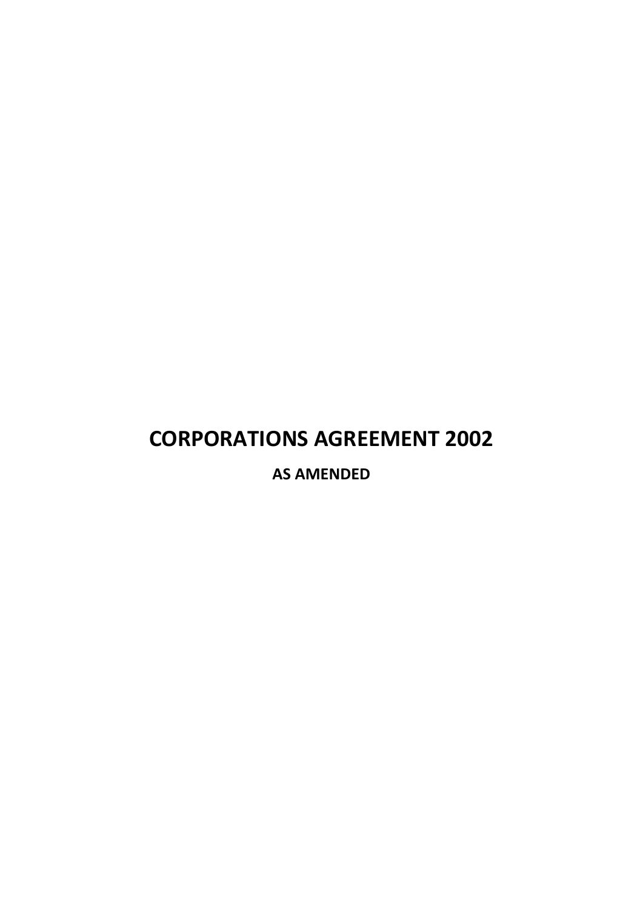# CORPORATIONS AGREEMENT 2002

**AS AMENDED**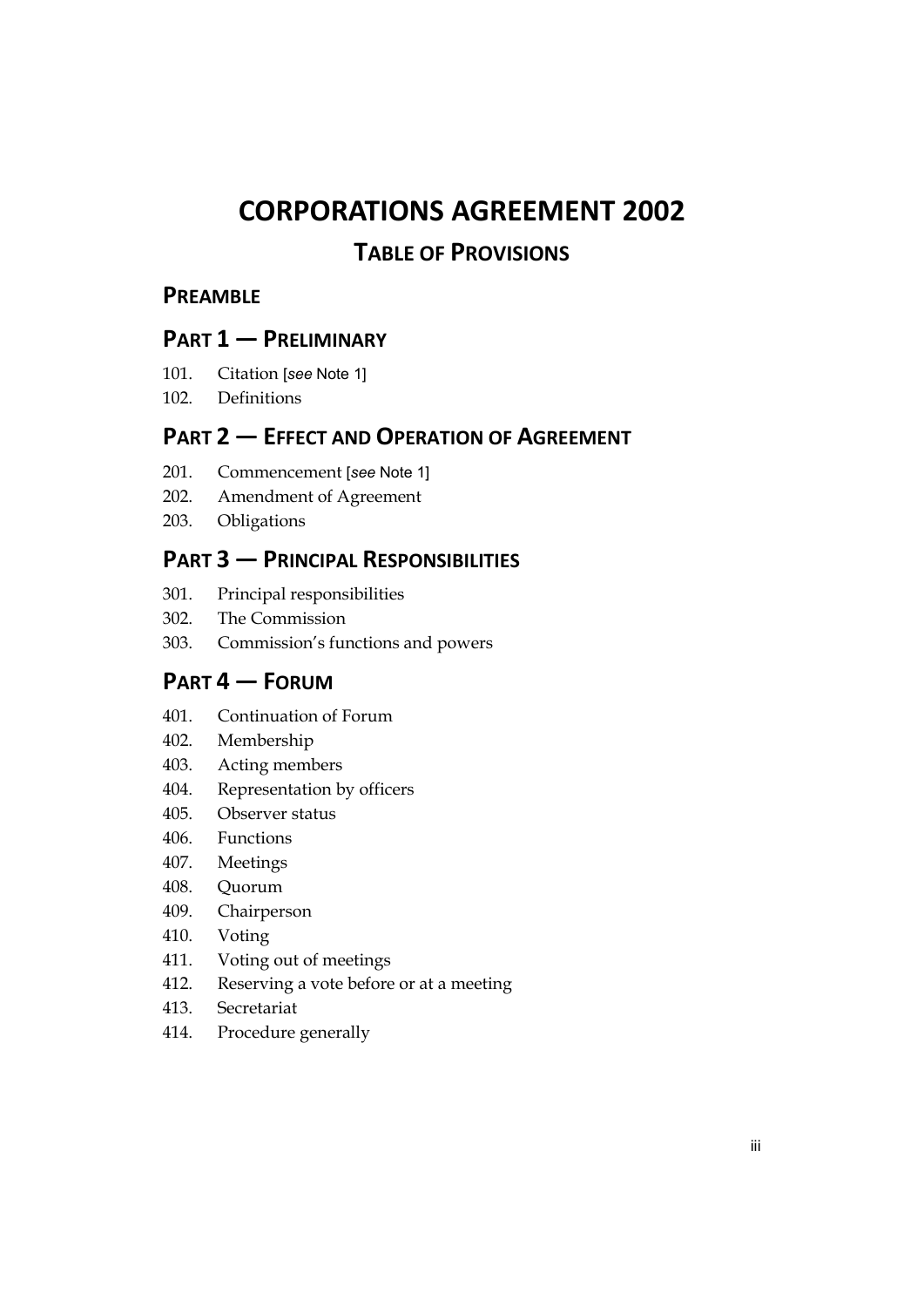# CORPORATIONS AGREEMENT 2002

## TABLE OF PROVISIONS

### PREAMBLE

### PART 1 — PRELIMINARY

101. Citation [*see* Note 1]
102. Definitions

### PART 2 — EFFECT AND OPERATION OF AGREEMENT

201. Commencement [*see* Note 1]
202. Amendment of Agreement
203. Obligations

### PART 3 — PRINCIPAL RESPONSIBILITIES

301. Principal responsibilities
302. The Commission
303. Commission's functions and powers

### PART 4 — FORUM

401. Continuation of Forum
402. Membership
403. Acting members
404. Representation by officers
405. Observer status
406. Functions
407. Meetings
408. Quorum
409. Chairperson
410. Voting
411. Voting out of meetings
412. Reserving a vote before or at a meeting
413. Secretariat
414. Procedure generally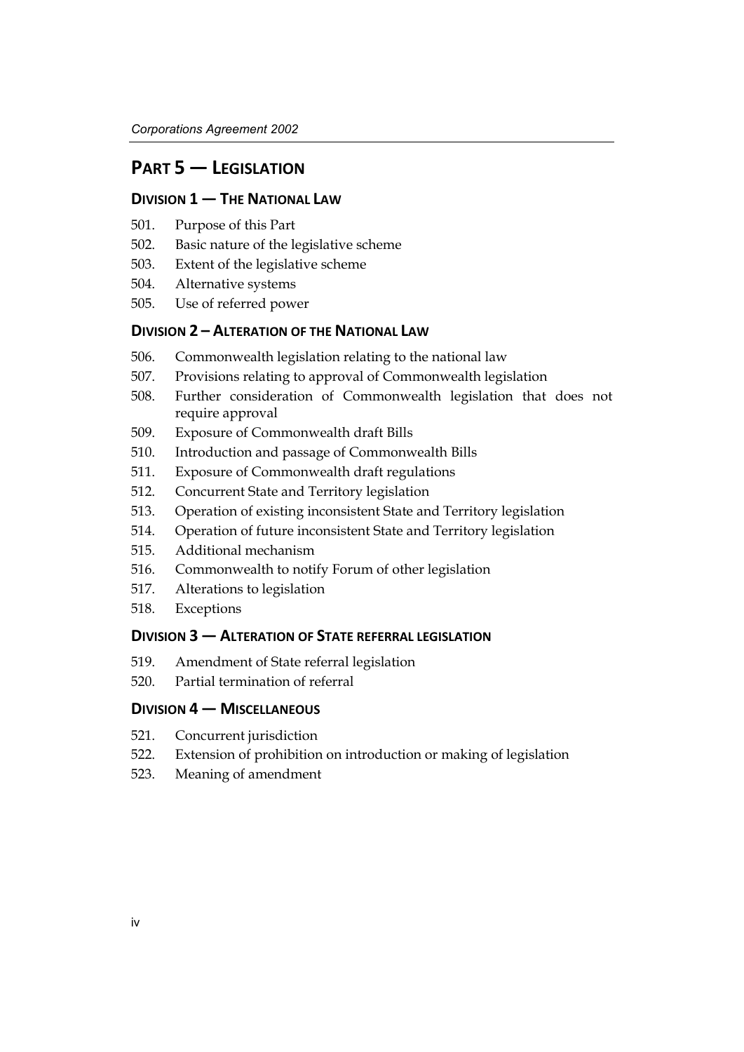## PART 5 — LEGISLATION

### DIVISION 1 — THE NATIONAL LAW

501. Purpose of this Part
502. Basic nature of the legislative scheme
503. Extent of the legislative scheme
504. Alternative systems
505. Use of referred power

### DIVISION 2 – ALTERATION OF THE NATIONAL LAW

506. Commonwealth legislation relating to the national law
507. Provisions relating to approval of Commonwealth legislation
508. Further consideration of Commonwealth legislation that does not require approval
509. Exposure of Commonwealth draft Bills
510. Introduction and passage of Commonwealth Bills
511. Exposure of Commonwealth draft regulations
512. Concurrent State and Territory legislation
513. Operation of existing inconsistent State and Territory legislation
514. Operation of future inconsistent State and Territory legislation
515. Additional mechanism
516. Commonwealth to notify Forum of other legislation
517. Alterations to legislation
518. Exceptions

### DIVISION 3 — ALTERATION OF STATE REFERRAL LEGISLATION

519. Amendment of State referral legislation
520. Partial termination of referral

### DIVISION 4 — MISCELLANEOUS

521. Concurrent jurisdiction
522. Extension of prohibition on introduction or making of legislation
523. Meaning of amendment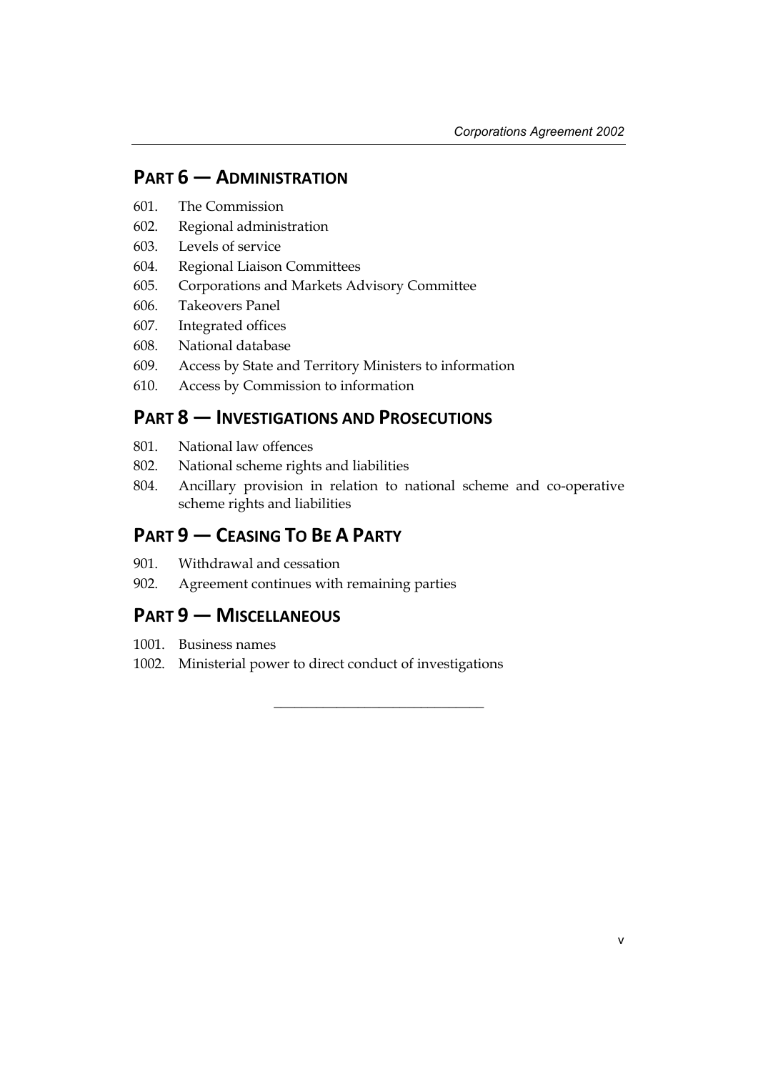## PART 6 — ADMINISTRATION

601. The Commission
602. Regional administration
603. Levels of service
604. Regional Liaison Committees
605. Corporations and Markets Advisory Committee
606. Takeovers Panel
607. Integrated offices
608. National database
609. Access by State and Territory Ministers to information
610. Access by Commission to information

## PART 8 — INVESTIGATIONS AND PROSECUTIONS

801. National law offences
802. National scheme rights and liabilities
804. Ancillary provision in relation to national scheme and co-operative scheme rights and liabilities

## PART 9 — CEASING TO BE A PARTY

901. Withdrawal and cessation
902. Agreement continues with remaining parties

## PART 9 — MISCELLANEOUS

1001. Business names
1002. Ministerial power to direct conduct of investigations

---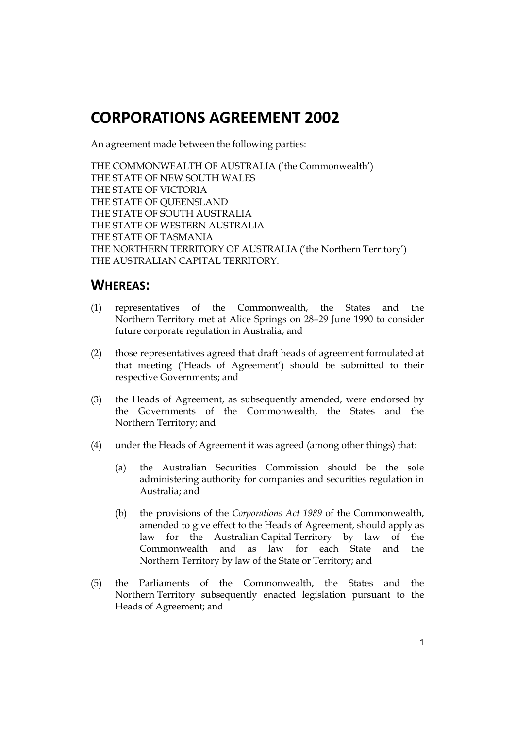# CORPORATIONS AGREEMENT 2002

An agreement made between the following parties:

THE COMMONWEALTH OF AUSTRALIA ('the Commonwealth')
THE STATE OF NEW SOUTH WALES
THE STATE OF VICTORIA
THE STATE OF QUEENSLAND
THE STATE OF SOUTH AUSTRALIA
THE STATE OF WESTERN AUSTRALIA
THE STATE OF TASMANIA
THE NORTHERN TERRITORY OF AUSTRALIA ('the Northern Territory')
THE AUSTRALIAN CAPITAL TERRITORY.

## WHEREAS:

(1) representatives of the Commonwealth, the States and the Northern Territory met at Alice Springs on 28–29 June 1990 to consider future corporate regulation in Australia; and

(2) those representatives agreed that draft heads of agreement formulated at that meeting ('Heads of Agreement') should be submitted to their respective Governments; and

(3) the Heads of Agreement, as subsequently amended, were endorsed by the Governments of the Commonwealth, the States and the Northern Territory; and

(4) under the Heads of Agreement it was agreed (among other things) that:

  (a) the Australian Securities Commission should be the sole administering authority for companies and securities regulation in Australia; and

  (b) the provisions of the *Corporations Act 1989* of the Commonwealth, amended to give effect to the Heads of Agreement, should apply as law for the Australian Capital Territory by law of the Commonwealth and as law for each State and the Northern Territory by law of the State or Territory; and

(5) the Parliaments of the Commonwealth, the States and the Northern Territory subsequently enacted legislation pursuant to the Heads of Agreement; and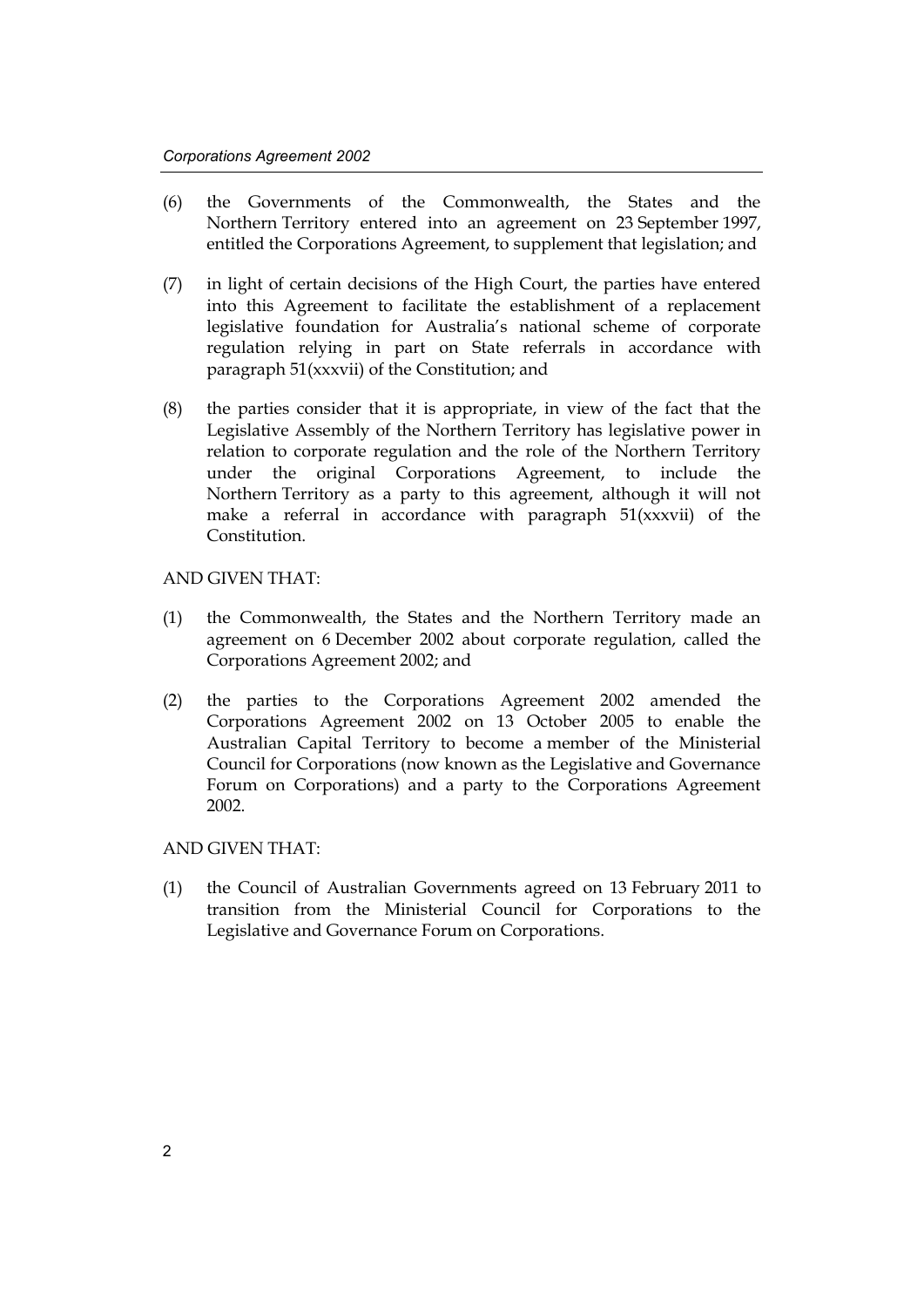(6) the Governments of the Commonwealth, the States and the Northern Territory entered into an agreement on 23 September 1997, entitled the Corporations Agreement, to supplement that legislation; and

(7) in light of certain decisions of the High Court, the parties have entered into this Agreement to facilitate the establishment of a replacement legislative foundation for Australia's national scheme of corporate regulation relying in part on State referrals in accordance with paragraph 51(xxxvii) of the Constitution; and

(8) the parties consider that it is appropriate, in view of the fact that the Legislative Assembly of the Northern Territory has legislative power in relation to corporate regulation and the role of the Northern Territory under the original Corporations Agreement, to include the Northern Territory as a party to this agreement, although it will not make a referral in accordance with paragraph 51(xxxvii) of the Constitution.

AND GIVEN THAT:

(1) the Commonwealth, the States and the Northern Territory made an agreement on 6 December 2002 about corporate regulation, called the Corporations Agreement 2002; and

(2) the parties to the Corporations Agreement 2002 amended the Corporations Agreement 2002 on 13 October 2005 to enable the Australian Capital Territory to become a member of the Ministerial Council for Corporations (now known as the Legislative and Governance Forum on Corporations) and a party to the Corporations Agreement 2002.

AND GIVEN THAT:

(1) the Council of Australian Governments agreed on 13 February 2011 to transition from the Ministerial Council for Corporations to the Legislative and Governance Forum on Corporations.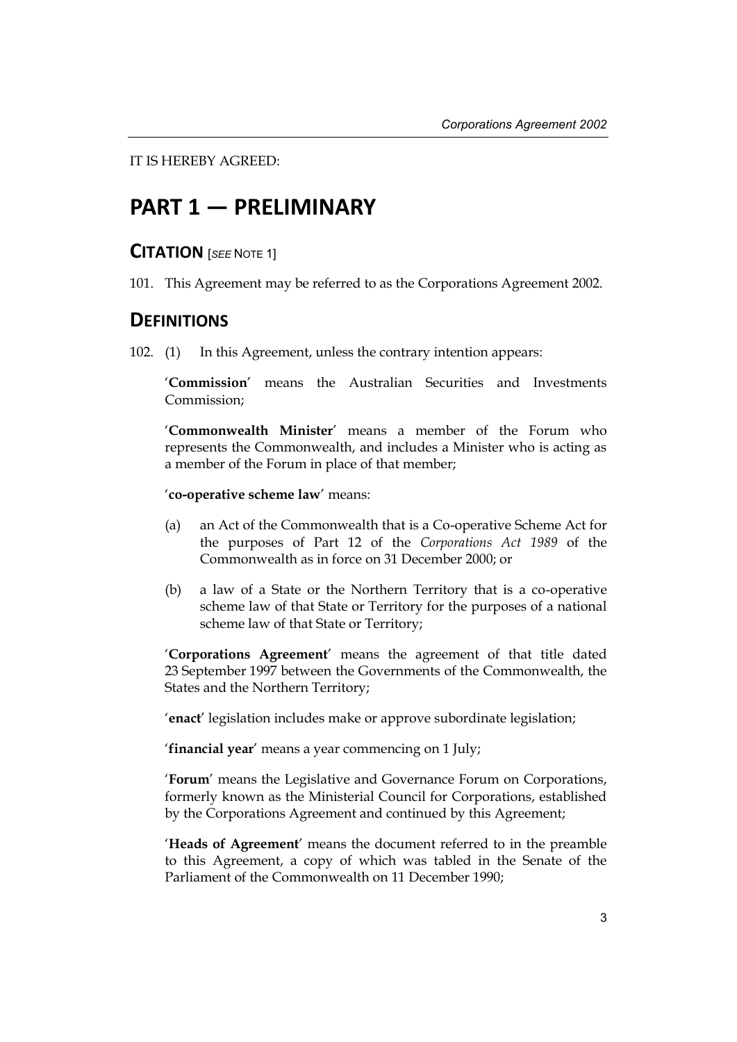IT IS HEREBY AGREED:

# PART 1 — PRELIMINARY

## CITATION [*SEE* NOTE 1]

101. This Agreement may be referred to as the Corporations Agreement 2002.

## DEFINITIONS

102. (1) In this Agreement, unless the contrary intention appears:

'**Commission**' means the Australian Securities and Investments Commission;

'**Commonwealth Minister**' means a member of the Forum who represents the Commonwealth, and includes a Minister who is acting as a member of the Forum in place of that member;

'**co-operative scheme law**' means:

(a) an Act of the Commonwealth that is a Co-operative Scheme Act for the purposes of Part 12 of the *Corporations Act 1989* of the Commonwealth as in force on 31 December 2000; or

(b) a law of a State or the Northern Territory that is a co-operative scheme law of that State or Territory for the purposes of a national scheme law of that State or Territory;

'**Corporations Agreement**' means the agreement of that title dated 23 September 1997 between the Governments of the Commonwealth, the States and the Northern Territory;

'**enact**' legislation includes make or approve subordinate legislation;

'**financial year**' means a year commencing on 1 July;

'**Forum**' means the Legislative and Governance Forum on Corporations, formerly known as the Ministerial Council for Corporations, established by the Corporations Agreement and continued by this Agreement;

'**Heads of Agreement**' means the document referred to in the preamble to this Agreement, a copy of which was tabled in the Senate of the Parliament of the Commonwealth on 11 December 1990;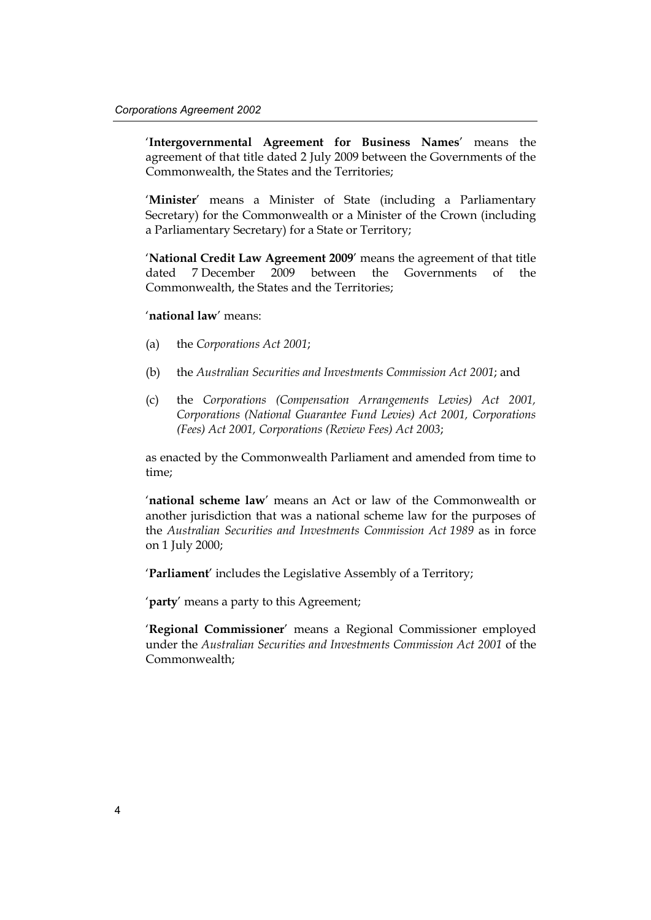'**Intergovernmental Agreement for Business Names**' means the agreement of that title dated 2 July 2009 between the Governments of the Commonwealth, the States and the Territories;

'**Minister**' means a Minister of State (including a Parliamentary Secretary) for the Commonwealth or a Minister of the Crown (including a Parliamentary Secretary) for a State or Territory;

'**National Credit Law Agreement 2009**' means the agreement of that title dated 7 December 2009 between the Governments of the Commonwealth, the States and the Territories;

'**national law**' means:

(a) the *Corporations Act 2001*;

(b) the *Australian Securities and Investments Commission Act 2001*; and

(c) the *Corporations (Compensation Arrangements Levies) Act 2001, Corporations (National Guarantee Fund Levies) Act 2001, Corporations (Fees) Act 2001, Corporations (Review Fees) Act 2003*;

as enacted by the Commonwealth Parliament and amended from time to time;

'**national scheme law**' means an Act or law of the Commonwealth or another jurisdiction that was a national scheme law for the purposes of the *Australian Securities and Investments Commission Act 1989* as in force on 1 July 2000;

'**Parliament**' includes the Legislative Assembly of a Territory;

'**party**' means a party to this Agreement;

'**Regional Commissioner**' means a Regional Commissioner employed under the *Australian Securities and Investments Commission Act 2001* of the Commonwealth;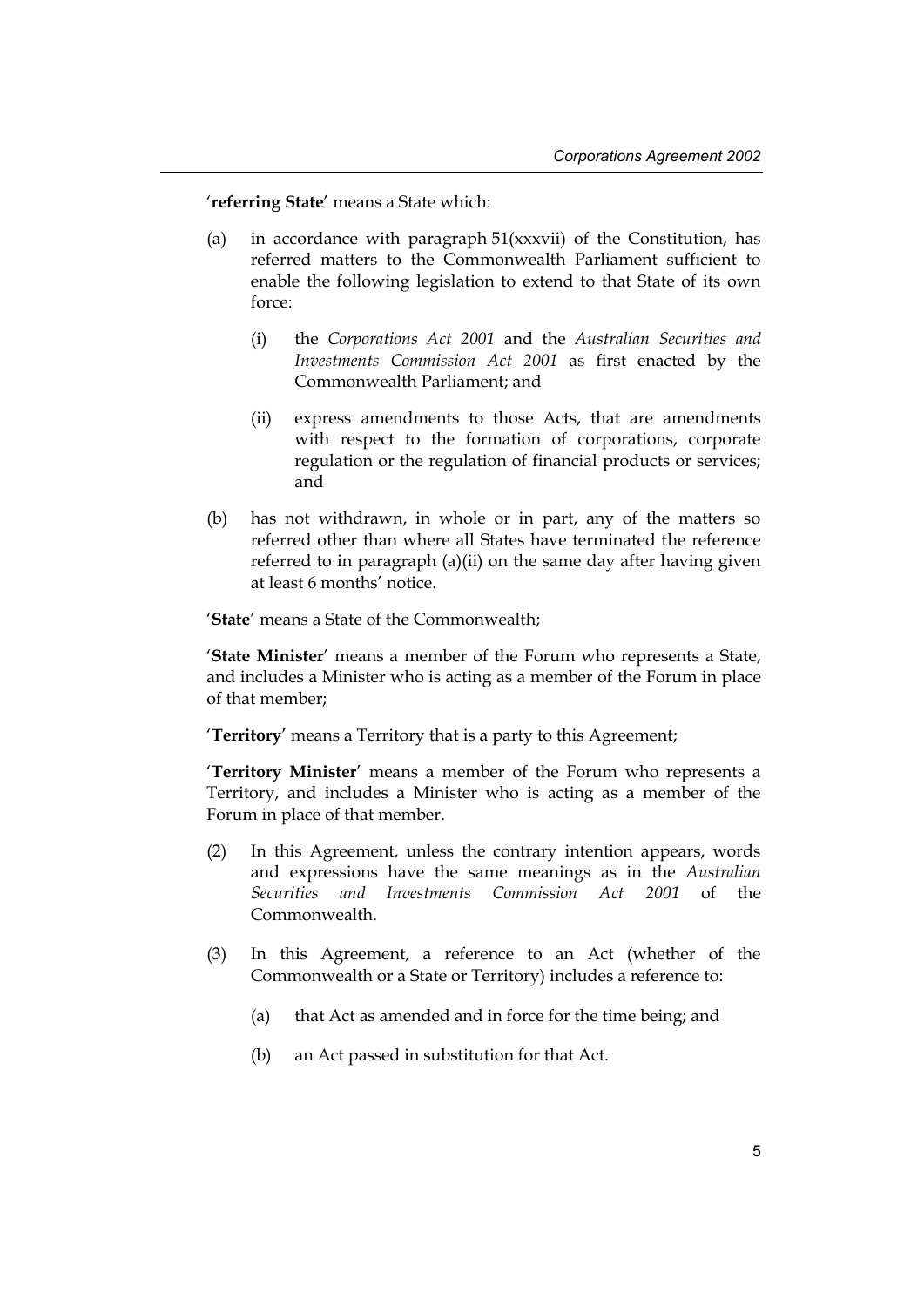'**referring State**' means a State which:

(a) in accordance with paragraph 51(xxxvii) of the Constitution, has referred matters to the Commonwealth Parliament sufficient to enable the following legislation to extend to that State of its own force:

  (i) the *Corporations Act 2001* and the *Australian Securities and Investments Commission Act 2001* as first enacted by the Commonwealth Parliament; and

  (ii) express amendments to those Acts, that are amendments with respect to the formation of corporations, corporate regulation or the regulation of financial products or services; and

(b) has not withdrawn, in whole or in part, any of the matters so referred other than where all States have terminated the reference referred to in paragraph (a)(ii) on the same day after having given at least 6 months' notice.

'**State**' means a State of the Commonwealth;

'**State Minister**' means a member of the Forum who represents a State, and includes a Minister who is acting as a member of the Forum in place of that member;

'**Territory**' means a Territory that is a party to this Agreement;

'**Territory Minister**' means a member of the Forum who represents a Territory, and includes a Minister who is acting as a member of the Forum in place of that member.

(2) In this Agreement, unless the contrary intention appears, words and expressions have the same meanings as in the *Australian Securities and Investments Commission Act 2001* of the Commonwealth.

(3) In this Agreement, a reference to an Act (whether of the Commonwealth or a State or Territory) includes a reference to:

  (a) that Act as amended and in force for the time being; and

  (b) an Act passed in substitution for that Act.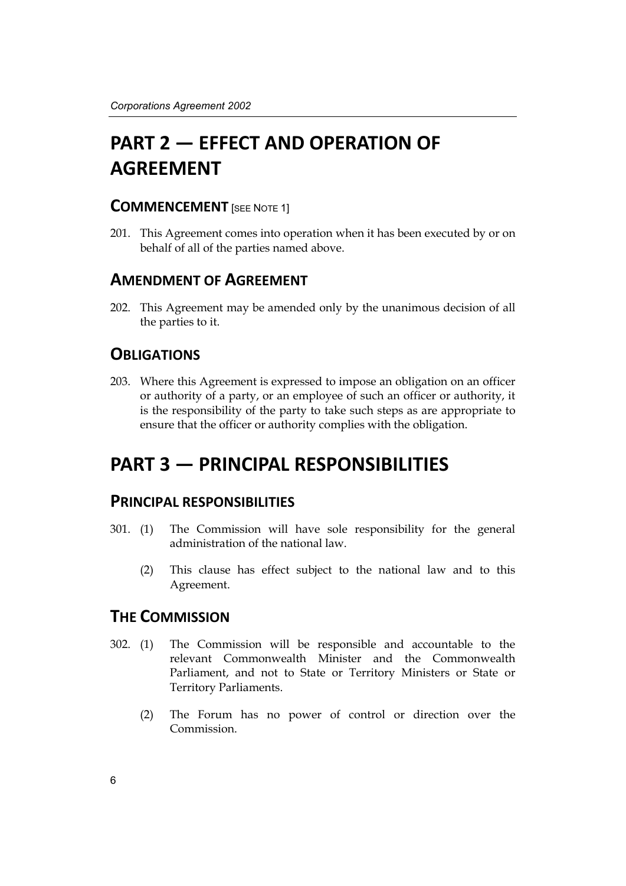# PART 2 — EFFECT AND OPERATION OF AGREEMENT

## COMMENCEMENT [SEE NOTE 1]

201. This Agreement comes into operation when it has been executed by or on behalf of all of the parties named above.

## AMENDMENT OF AGREEMENT

202. This Agreement may be amended only by the unanimous decision of all the parties to it.

## OBLIGATIONS

203. Where this Agreement is expressed to impose an obligation on an officer or authority of a party, or an employee of such an officer or authority, it is the responsibility of the party to take such steps as are appropriate to ensure that the officer or authority complies with the obligation.

# PART 3 — PRINCIPAL RESPONSIBILITIES

## PRINCIPAL RESPONSIBILITIES

301. (1) The Commission will have sole responsibility for the general administration of the national law.

(2) This clause has effect subject to the national law and to this Agreement.

## THE COMMISSION

302. (1) The Commission will be responsible and accountable to the relevant Commonwealth Minister and the Commonwealth Parliament, and not to State or Territory Ministers or State or Territory Parliaments.

(2) The Forum has no power of control or direction over the Commission.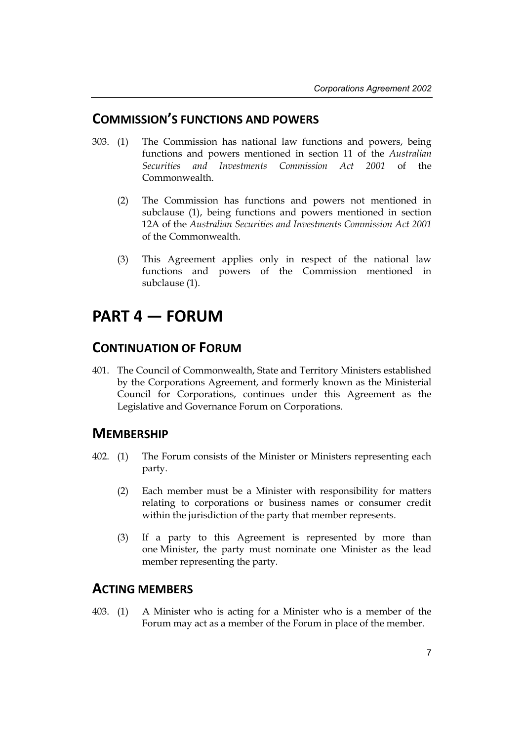## COMMISSION'S FUNCTIONS AND POWERS

303. (1) The Commission has national law functions and powers, being functions and powers mentioned in section 11 of the *Australian Securities and Investments Commission Act 2001* of the Commonwealth.

(2) The Commission has functions and powers not mentioned in subclause (1), being functions and powers mentioned in section 12A of the *Australian Securities and Investments Commission Act 2001* of the Commonwealth.

(3) This Agreement applies only in respect of the national law functions and powers of the Commission mentioned in subclause (1).

# PART 4 — FORUM

## CONTINUATION OF FORUM

401. The Council of Commonwealth, State and Territory Ministers established by the Corporations Agreement, and formerly known as the Ministerial Council for Corporations, continues under this Agreement as the Legislative and Governance Forum on Corporations.

## MEMBERSHIP

402. (1) The Forum consists of the Minister or Ministers representing each party.

(2) Each member must be a Minister with responsibility for matters relating to corporations or business names or consumer credit within the jurisdiction of the party that member represents.

(3) If a party to this Agreement is represented by more than one Minister, the party must nominate one Minister as the lead member representing the party.

## ACTING MEMBERS

403. (1) A Minister who is acting for a Minister who is a member of the Forum may act as a member of the Forum in place of the member.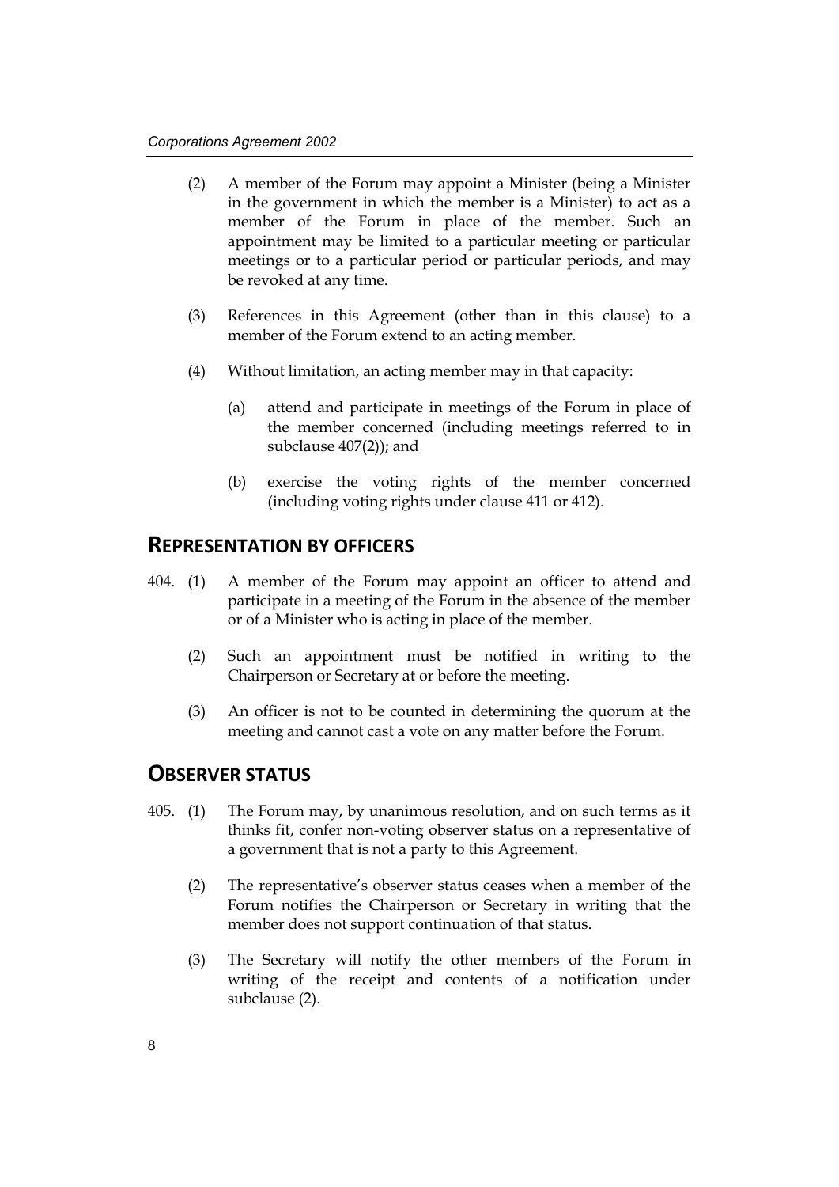(2) A member of the Forum may appoint a Minister (being a Minister in the government in which the member is a Minister) to act as a member of the Forum in place of the member. Such an appointment may be limited to a particular meeting or particular meetings or to a particular period or particular periods, and may be revoked at any time.

(3) References in this Agreement (other than in this clause) to a member of the Forum extend to an acting member.

(4) Without limitation, an acting member may in that capacity:

(a) attend and participate in meetings of the Forum in place of the member concerned (including meetings referred to in subclause 407(2)); and

(b) exercise the voting rights of the member concerned (including voting rights under clause 411 or 412).

## REPRESENTATION BY OFFICERS

404. (1) A member of the Forum may appoint an officer to attend and participate in a meeting of the Forum in the absence of the member or of a Minister who is acting in place of the member.

(2) Such an appointment must be notified in writing to the Chairperson or Secretary at or before the meeting.

(3) An officer is not to be counted in determining the quorum at the meeting and cannot cast a vote on any matter before the Forum.

## OBSERVER STATUS

405. (1) The Forum may, by unanimous resolution, and on such terms as it thinks fit, confer non-voting observer status on a representative of a government that is not a party to this Agreement.

(2) The representative's observer status ceases when a member of the Forum notifies the Chairperson or Secretary in writing that the member does not support continuation of that status.

(3) The Secretary will notify the other members of the Forum in writing of the receipt and contents of a notification under subclause (2).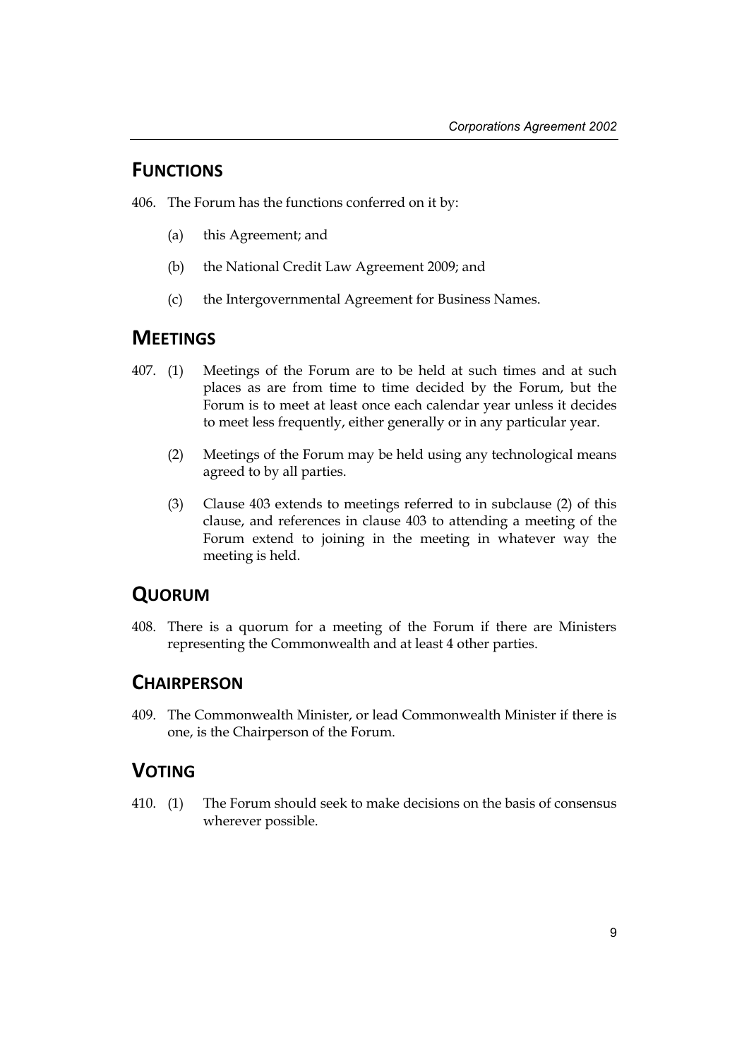## FUNCTIONS

406. The Forum has the functions conferred on it by:

    (a) this Agreement; and

    (b) the National Credit Law Agreement 2009; and

    (c) the Intergovernmental Agreement for Business Names.

## MEETINGS

407. (1) Meetings of the Forum are to be held at such times and at such places as are from time to time decided by the Forum, but the Forum is to meet at least once each calendar year unless it decides to meet less frequently, either generally or in any particular year.

    (2) Meetings of the Forum may be held using any technological means agreed to by all parties.

    (3) Clause 403 extends to meetings referred to in subclause (2) of this clause, and references in clause 403 to attending a meeting of the Forum extend to joining in the meeting in whatever way the meeting is held.

## QUORUM

408. There is a quorum for a meeting of the Forum if there are Ministers representing the Commonwealth and at least 4 other parties.

## CHAIRPERSON

409. The Commonwealth Minister, or lead Commonwealth Minister if there is one, is the Chairperson of the Forum.

## VOTING

410. (1) The Forum should seek to make decisions on the basis of consensus wherever possible.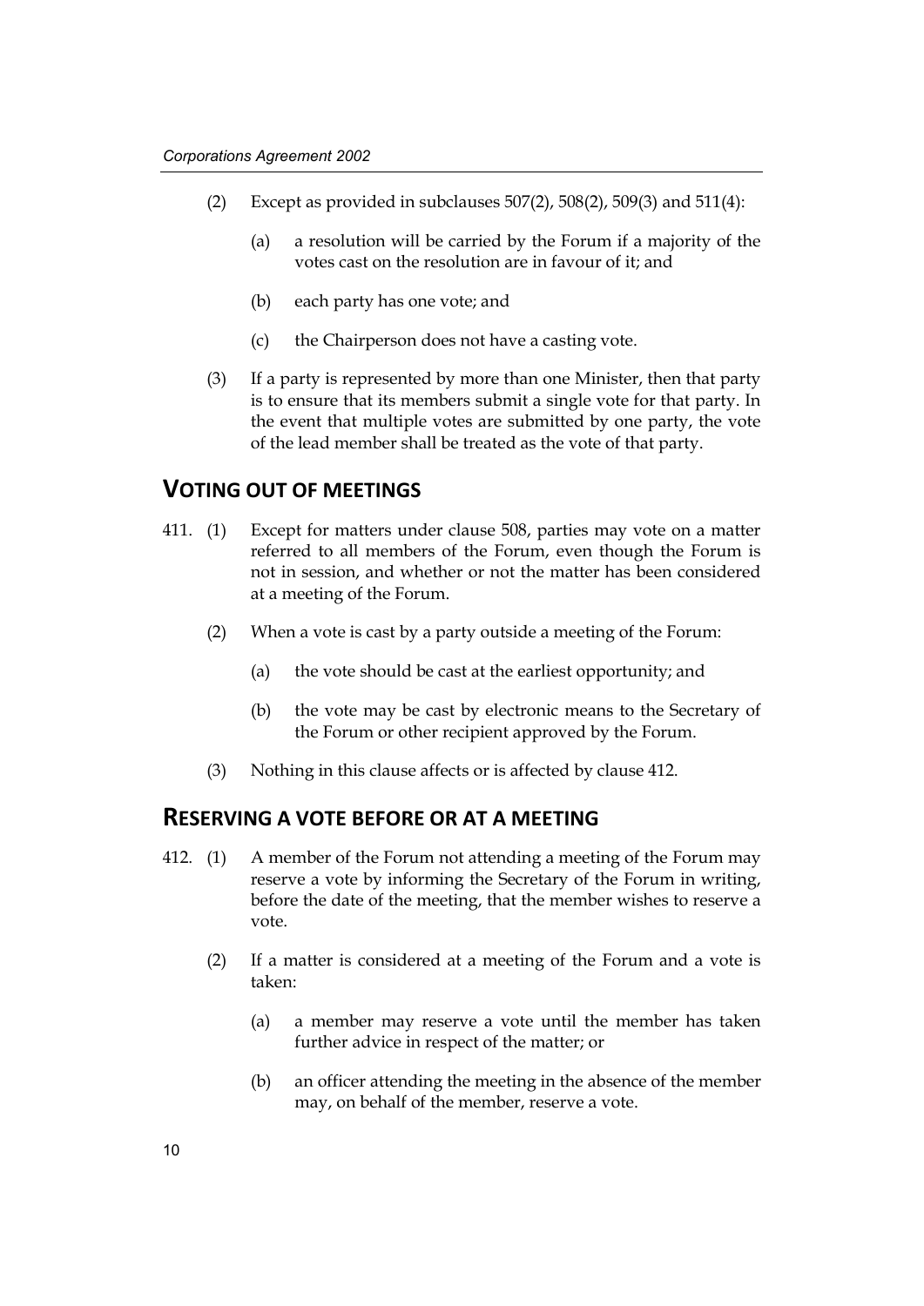(2) Except as provided in subclauses 507(2), 508(2), 509(3) and 511(4):

(a) a resolution will be carried by the Forum if a majority of the votes cast on the resolution are in favour of it; and

(b) each party has one vote; and

(c) the Chairperson does not have a casting vote.

(3) If a party is represented by more than one Minister, then that party is to ensure that its members submit a single vote for that party. In the event that multiple votes are submitted by one party, the vote of the lead member shall be treated as the vote of that party.

## VOTING OUT OF MEETINGS

411. (1) Except for matters under clause 508, parties may vote on a matter referred to all members of the Forum, even though the Forum is not in session, and whether or not the matter has been considered at a meeting of the Forum.

(2) When a vote is cast by a party outside a meeting of the Forum:

(a) the vote should be cast at the earliest opportunity; and

(b) the vote may be cast by electronic means to the Secretary of the Forum or other recipient approved by the Forum.

(3) Nothing in this clause affects or is affected by clause 412.

## RESERVING A VOTE BEFORE OR AT A MEETING

412. (1) A member of the Forum not attending a meeting of the Forum may reserve a vote by informing the Secretary of the Forum in writing, before the date of the meeting, that the member wishes to reserve a vote.

(2) If a matter is considered at a meeting of the Forum and a vote is taken:

(a) a member may reserve a vote until the member has taken further advice in respect of the matter; or

(b) an officer attending the meeting in the absence of the member may, on behalf of the member, reserve a vote.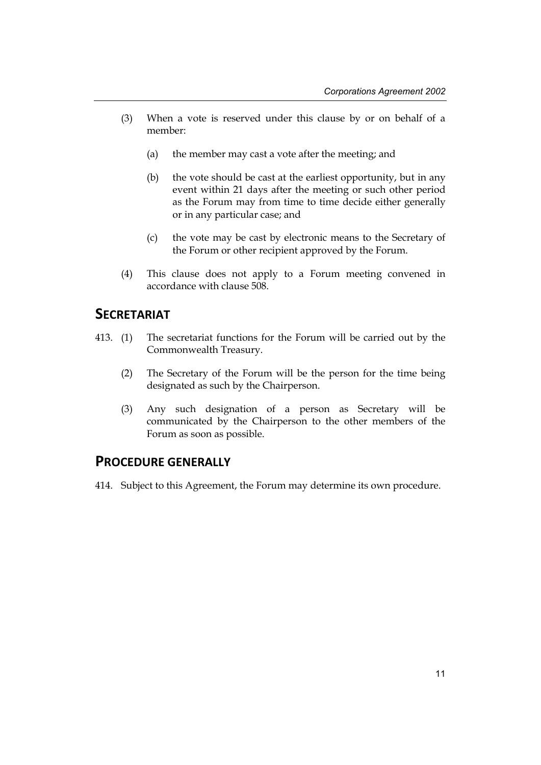(3) When a vote is reserved under this clause by or on behalf of a member:

(a) the member may cast a vote after the meeting; and

(b) the vote should be cast at the earliest opportunity, but in any event within 21 days after the meeting or such other period as the Forum may from time to time decide either generally or in any particular case; and

(c) the vote may be cast by electronic means to the Secretary of the Forum or other recipient approved by the Forum.

(4) This clause does not apply to a Forum meeting convened in accordance with clause 508.

## SECRETARIAT

413. (1) The secretariat functions for the Forum will be carried out by the Commonwealth Treasury.

(2) The Secretary of the Forum will be the person for the time being designated as such by the Chairperson.

(3) Any such designation of a person as Secretary will be communicated by the Chairperson to the other members of the Forum as soon as possible.

## PROCEDURE GENERALLY

414. Subject to this Agreement, the Forum may determine its own procedure.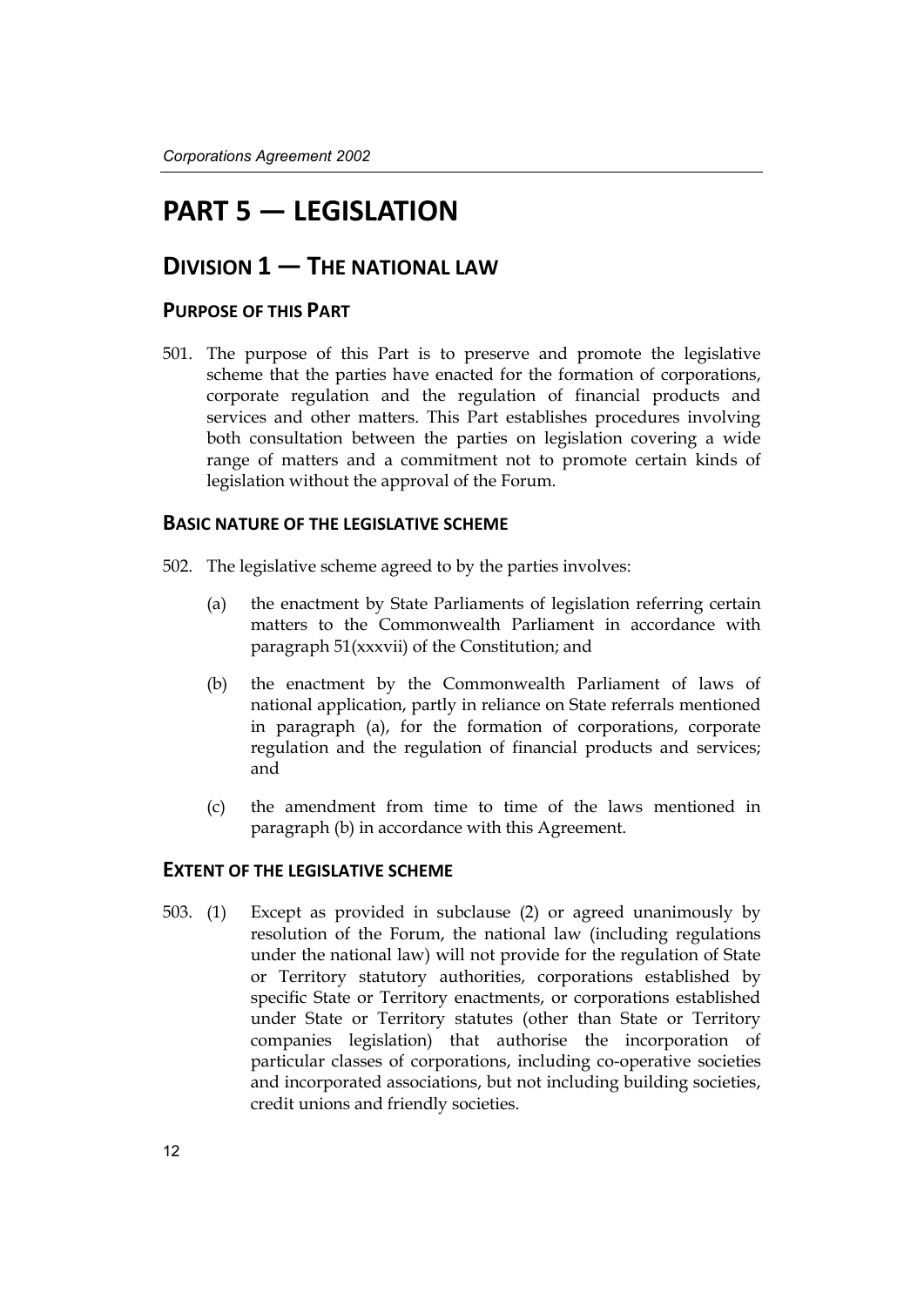# PART 5 — LEGISLATION

## DIVISION 1 — THE NATIONAL LAW

### PURPOSE OF THIS PART

501. The purpose of this Part is to preserve and promote the legislative scheme that the parties have enacted for the formation of corporations, corporate regulation and the regulation of financial products and services and other matters. This Part establishes procedures involving both consultation between the parties on legislation covering a wide range of matters and a commitment not to promote certain kinds of legislation without the approval of the Forum.

### BASIC NATURE OF THE LEGISLATIVE SCHEME

502. The legislative scheme agreed to by the parties involves:

   (a) the enactment by State Parliaments of legislation referring certain matters to the Commonwealth Parliament in accordance with paragraph 51(xxxvii) of the Constitution; and

   (b) the enactment by the Commonwealth Parliament of laws of national application, partly in reliance on State referrals mentioned in paragraph (a), for the formation of corporations, corporate regulation and the regulation of financial products and services; and

   (c) the amendment from time to time of the laws mentioned in paragraph (b) in accordance with this Agreement.

### EXTENT OF THE LEGISLATIVE SCHEME

503. (1) Except as provided in subclause (2) or agreed unanimously by resolution of the Forum, the national law (including regulations under the national law) will not provide for the regulation of State or Territory statutory authorities, corporations established by specific State or Territory enactments, or corporations established under State or Territory statutes (other than State or Territory companies legislation) that authorise the incorporation of particular classes of corporations, including co-operative societies and incorporated associations, but not including building societies, credit unions and friendly societies.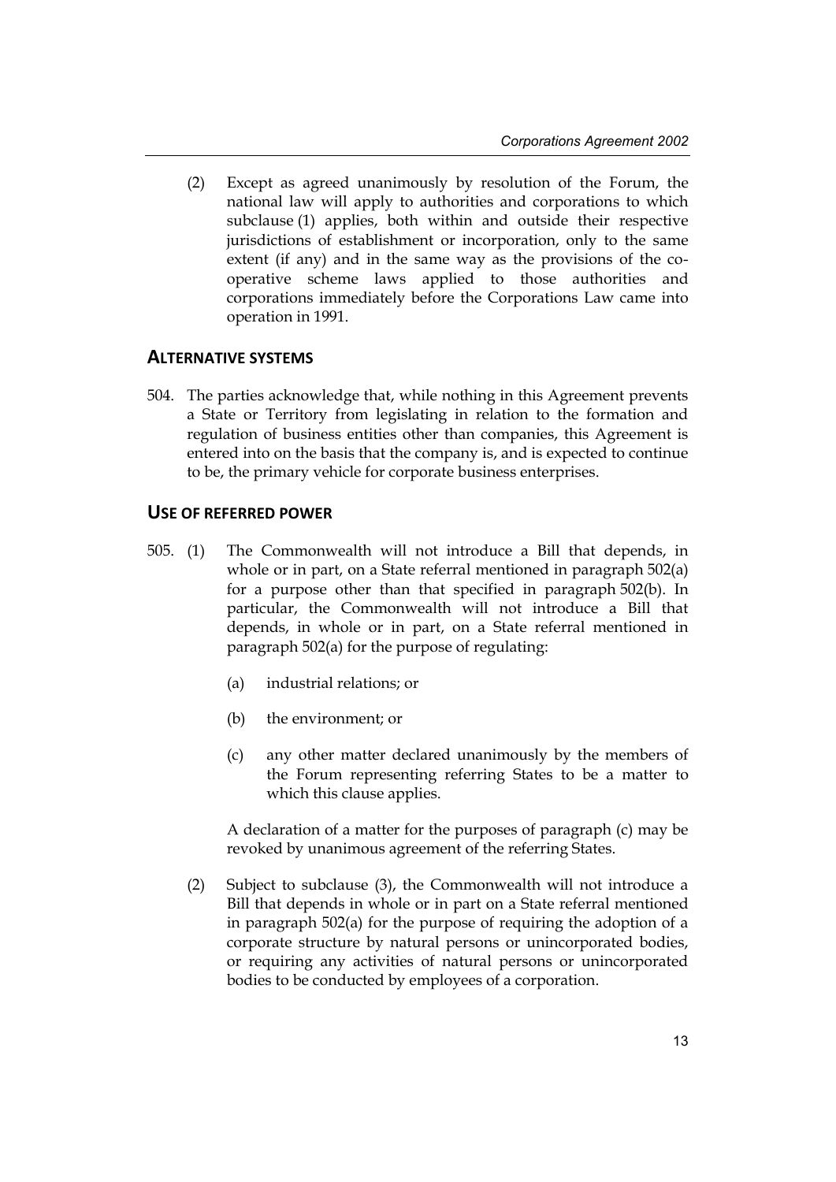(2) Except as agreed unanimously by resolution of the Forum, the national law will apply to authorities and corporations to which subclause (1) applies, both within and outside their respective jurisdictions of establishment or incorporation, only to the same extent (if any) and in the same way as the provisions of the co-operative scheme laws applied to those authorities and corporations immediately before the Corporations Law came into operation in 1991.

## ALTERNATIVE SYSTEMS

504. The parties acknowledge that, while nothing in this Agreement prevents a State or Territory from legislating in relation to the formation and regulation of business entities other than companies, this Agreement is entered into on the basis that the company is, and is expected to continue to be, the primary vehicle for corporate business enterprises.

## USE OF REFERRED POWER

505. (1) The Commonwealth will not introduce a Bill that depends, in whole or in part, on a State referral mentioned in paragraph 502(a) for a purpose other than that specified in paragraph 502(b). In particular, the Commonwealth will not introduce a Bill that depends, in whole or in part, on a State referral mentioned in paragraph 502(a) for the purpose of regulating:

(a) industrial relations; or

(b) the environment; or

(c) any other matter declared unanimously by the members of the Forum representing referring States to be a matter to which this clause applies.

A declaration of a matter for the purposes of paragraph (c) may be revoked by unanimous agreement of the referring States.

(2) Subject to subclause (3), the Commonwealth will not introduce a Bill that depends in whole or in part on a State referral mentioned in paragraph 502(a) for the purpose of requiring the adoption of a corporate structure by natural persons or unincorporated bodies, or requiring any activities of natural persons or unincorporated bodies to be conducted by employees of a corporation.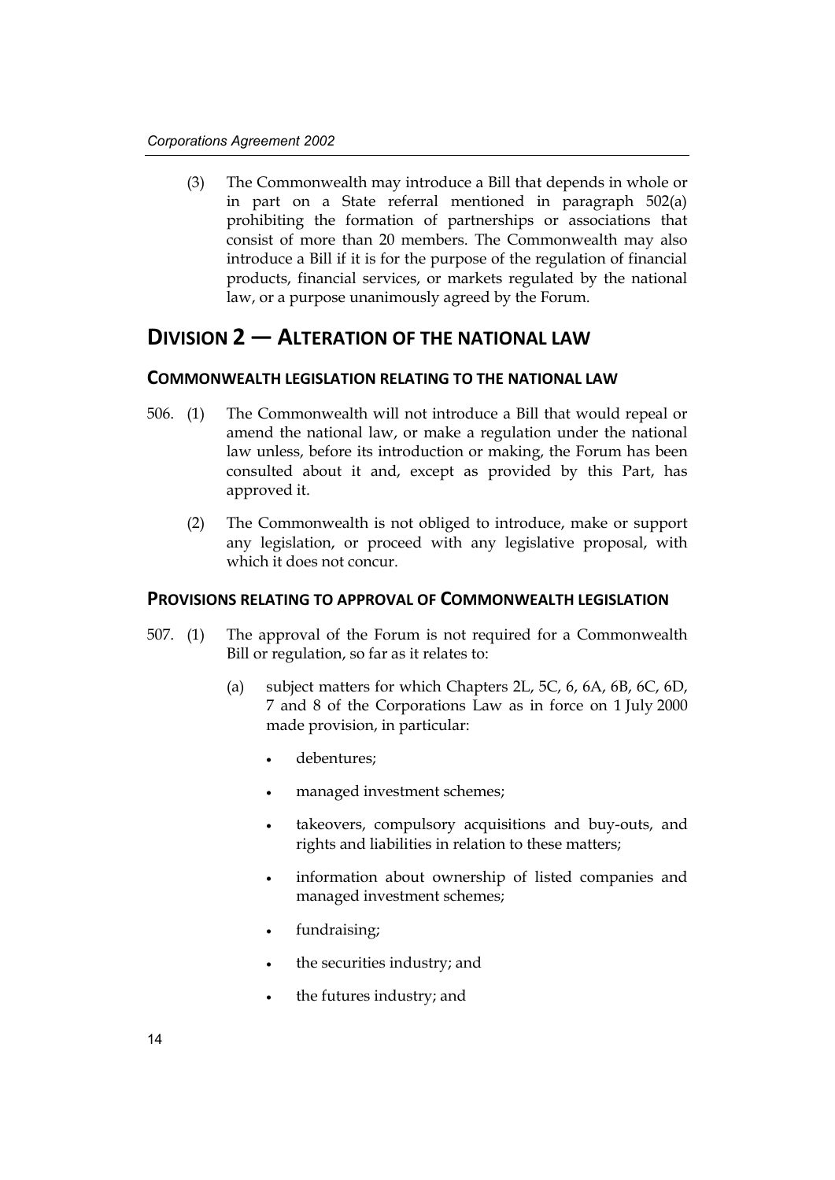(3) The Commonwealth may introduce a Bill that depends in whole or in part on a State referral mentioned in paragraph 502(a) prohibiting the formation of partnerships or associations that consist of more than 20 members. The Commonwealth may also introduce a Bill if it is for the purpose of the regulation of financial products, financial services, or markets regulated by the national law, or a purpose unanimously agreed by the Forum.

## DIVISION 2 — ALTERATION OF THE NATIONAL LAW

### COMMONWEALTH LEGISLATION RELATING TO THE NATIONAL LAW

506. (1) The Commonwealth will not introduce a Bill that would repeal or amend the national law, or make a regulation under the national law unless, before its introduction or making, the Forum has been consulted about it and, except as provided by this Part, has approved it.

(2) The Commonwealth is not obliged to introduce, make or support any legislation, or proceed with any legislative proposal, with which it does not concur.

### PROVISIONS RELATING TO APPROVAL OF COMMONWEALTH LEGISLATION

507. (1) The approval of the Forum is not required for a Commonwealth Bill or regulation, so far as it relates to:

(a) subject matters for which Chapters 2L, 5C, 6, 6A, 6B, 6C, 6D, 7 and 8 of the Corporations Law as in force on 1 July 2000 made provision, in particular:

- debentures;
- managed investment schemes;
- takeovers, compulsory acquisitions and buy-outs, and rights and liabilities in relation to these matters;
- information about ownership of listed companies and managed investment schemes;
- fundraising;
- the securities industry; and
- the futures industry; and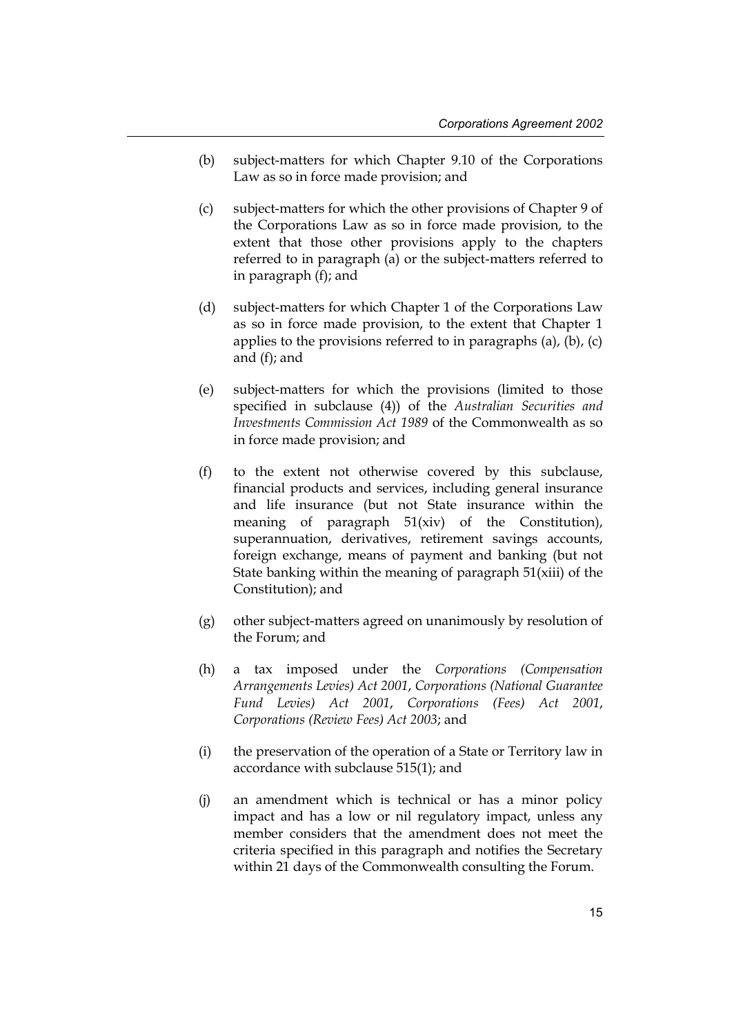(b) subject-matters for which Chapter 9.10 of the Corporations Law as so in force made provision; and

(c) subject-matters for which the other provisions of Chapter 9 of the Corporations Law as so in force made provision, to the extent that those other provisions apply to the chapters referred to in paragraph (a) or the subject-matters referred to in paragraph (f); and

(d) subject-matters for which Chapter 1 of the Corporations Law as so in force made provision, to the extent that Chapter 1 applies to the provisions referred to in paragraphs (a), (b), (c) and (f); and

(e) subject-matters for which the provisions (limited to those specified in subclause (4)) of the *Australian Securities and Investments Commission Act 1989* of the Commonwealth as so in force made provision; and

(f) to the extent not otherwise covered by this subclause, financial products and services, including general insurance and life insurance (but not State insurance within the meaning of paragraph 51(xiv) of the Constitution), superannuation, derivatives, retirement savings accounts, foreign exchange, means of payment and banking (but not State banking within the meaning of paragraph 51(xiii) of the Constitution); and

(g) other subject-matters agreed on unanimously by resolution of the Forum; and

(h) a tax imposed under the *Corporations (Compensation Arrangements Levies) Act 2001*, *Corporations (National Guarantee Fund Levies) Act 2001*, *Corporations (Fees) Act 2001*, *Corporations (Review Fees) Act 2003*; and

(i) the preservation of the operation of a State or Territory law in accordance with subclause 515(1); and

(j) an amendment which is technical or has a minor policy impact and has a low or nil regulatory impact, unless any member considers that the amendment does not meet the criteria specified in this paragraph and notifies the Secretary within 21 days of the Commonwealth consulting the Forum.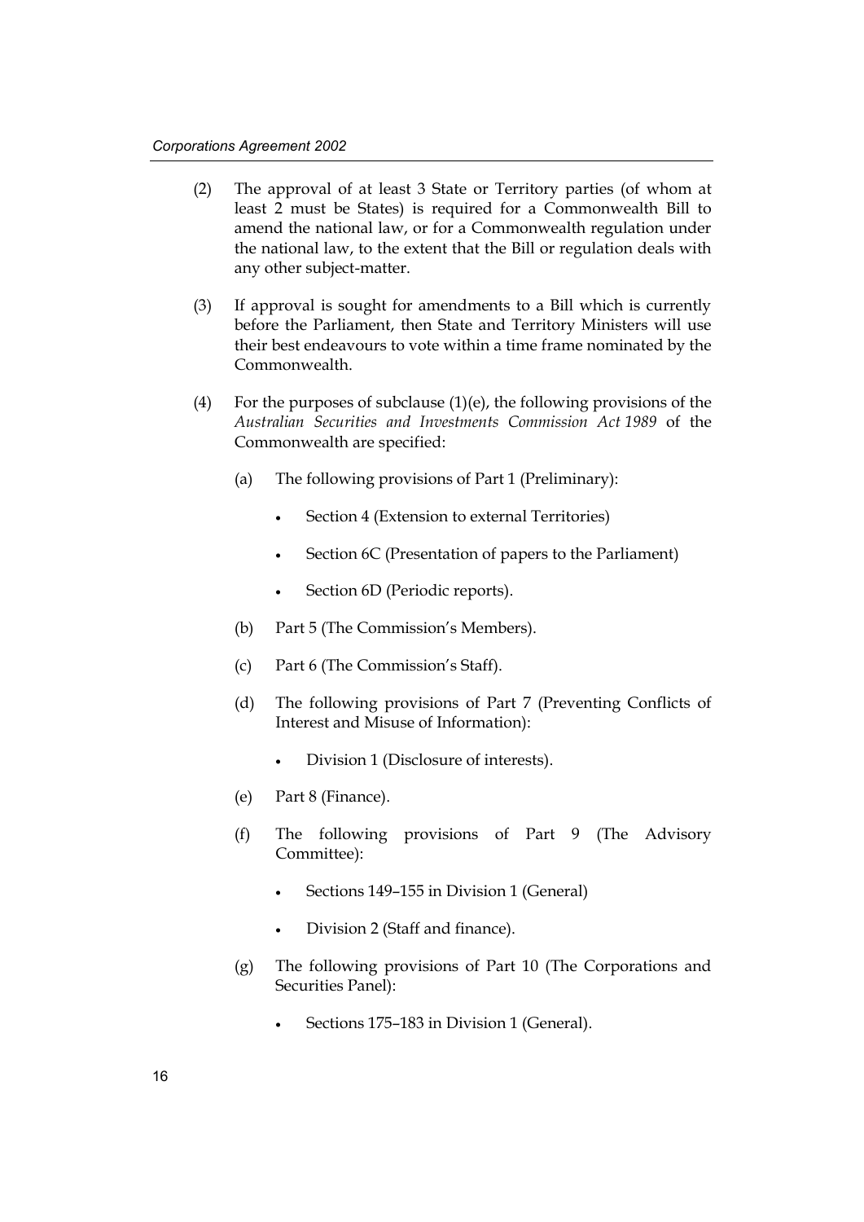(2) The approval of at least 3 State or Territory parties (of whom at least 2 must be States) is required for a Commonwealth Bill to amend the national law, or for a Commonwealth regulation under the national law, to the extent that the Bill or regulation deals with any other subject-matter.

(3) If approval is sought for amendments to a Bill which is currently before the Parliament, then State and Territory Ministers will use their best endeavours to vote within a time frame nominated by the Commonwealth.

(4) For the purposes of subclause (1)(e), the following provisions of the *Australian Securities and Investments Commission Act 1989* of the Commonwealth are specified:

   (a) The following provisions of Part 1 (Preliminary):

   - Section 4 (Extension to external Territories)
   - Section 6C (Presentation of papers to the Parliament)
   - Section 6D (Periodic reports).

   (b) Part 5 (The Commission's Members).

   (c) Part 6 (The Commission's Staff).

   (d) The following provisions of Part 7 (Preventing Conflicts of Interest and Misuse of Information):

   - Division 1 (Disclosure of interests).

   (e) Part 8 (Finance).

   (f) The following provisions of Part 9 (The Advisory Committee):

   - Sections 149–155 in Division 1 (General)
   - Division 2 (Staff and finance).

   (g) The following provisions of Part 10 (The Corporations and Securities Panel):

   - Sections 175–183 in Division 1 (General).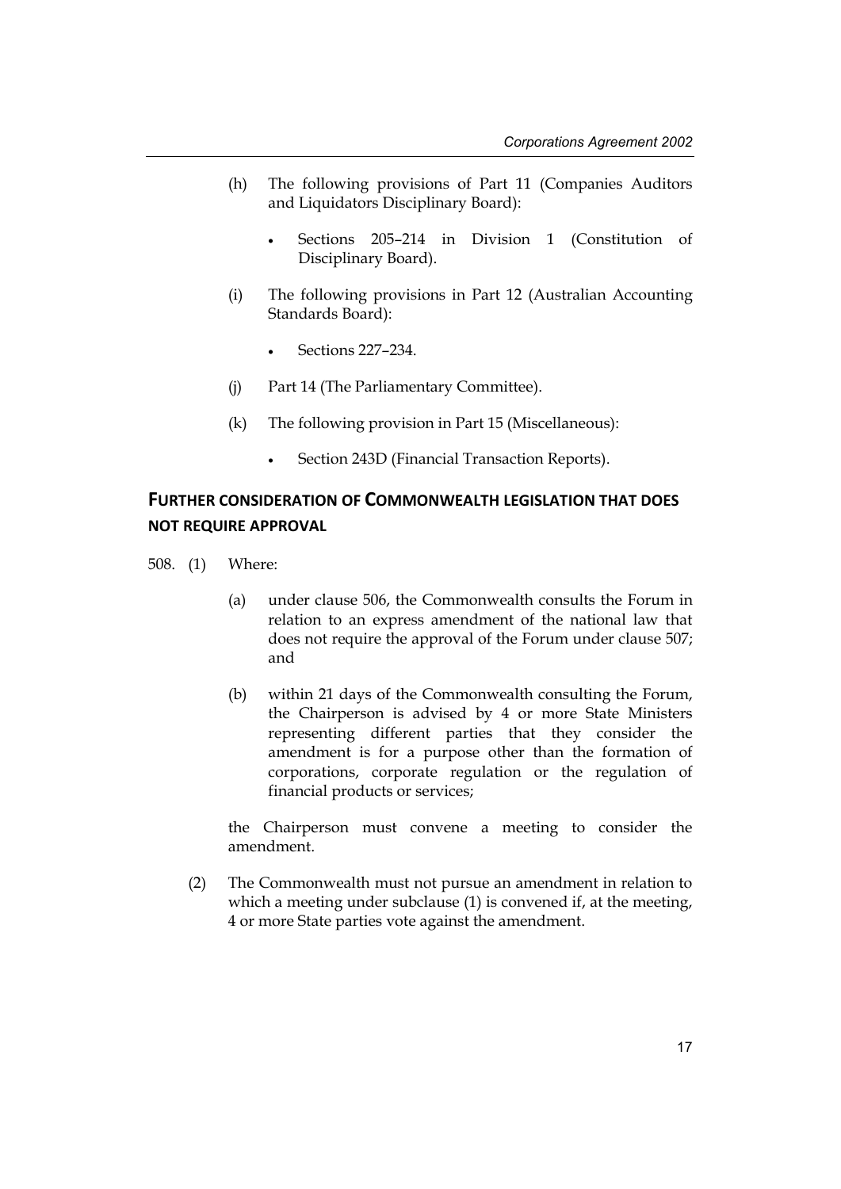(h) The following provisions of Part 11 (Companies Auditors and Liquidators Disciplinary Board):

- Sections 205–214 in Division 1 (Constitution of Disciplinary Board).

(i) The following provisions in Part 12 (Australian Accounting Standards Board):

- Sections 227–234.

(j) Part 14 (The Parliamentary Committee).

(k) The following provision in Part 15 (Miscellaneous):

- Section 243D (Financial Transaction Reports).

## FURTHER CONSIDERATION OF COMMONWEALTH LEGISLATION THAT DOES NOT REQUIRE APPROVAL

508. (1) Where:

(a) under clause 506, the Commonwealth consults the Forum in relation to an express amendment of the national law that does not require the approval of the Forum under clause 507; and

(b) within 21 days of the Commonwealth consulting the Forum, the Chairperson is advised by 4 or more State Ministers representing different parties that they consider the amendment is for a purpose other than the formation of corporations, corporate regulation or the regulation of financial products or services;

the Chairperson must convene a meeting to consider the amendment.

(2) The Commonwealth must not pursue an amendment in relation to which a meeting under subclause (1) is convened if, at the meeting, 4 or more State parties vote against the amendment.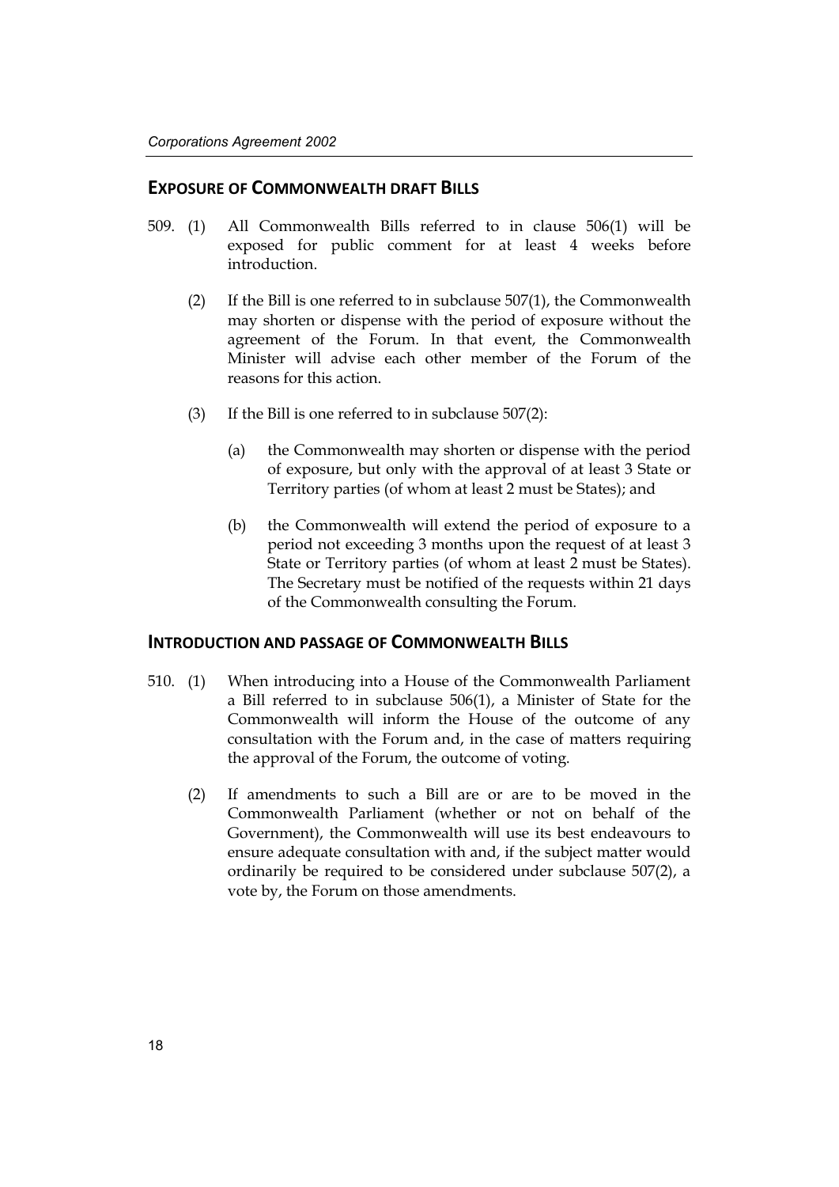## EXPOSURE OF COMMONWEALTH DRAFT BILLS

509. (1) All Commonwealth Bills referred to in clause 506(1) will be exposed for public comment for at least 4 weeks before introduction.

(2) If the Bill is one referred to in subclause 507(1), the Commonwealth may shorten or dispense with the period of exposure without the agreement of the Forum. In that event, the Commonwealth Minister will advise each other member of the Forum of the reasons for this action.

(3) If the Bill is one referred to in subclause 507(2):

(a) the Commonwealth may shorten or dispense with the period of exposure, but only with the approval of at least 3 State or Territory parties (of whom at least 2 must be States); and

(b) the Commonwealth will extend the period of exposure to a period not exceeding 3 months upon the request of at least 3 State or Territory parties (of whom at least 2 must be States). The Secretary must be notified of the requests within 21 days of the Commonwealth consulting the Forum.

## INTRODUCTION AND PASSAGE OF COMMONWEALTH BILLS

510. (1) When introducing into a House of the Commonwealth Parliament a Bill referred to in subclause 506(1), a Minister of State for the Commonwealth will inform the House of the outcome of any consultation with the Forum and, in the case of matters requiring the approval of the Forum, the outcome of voting.

(2) If amendments to such a Bill are or are to be moved in the Commonwealth Parliament (whether or not on behalf of the Government), the Commonwealth will use its best endeavours to ensure adequate consultation with and, if the subject matter would ordinarily be required to be considered under subclause 507(2), a vote by, the Forum on those amendments.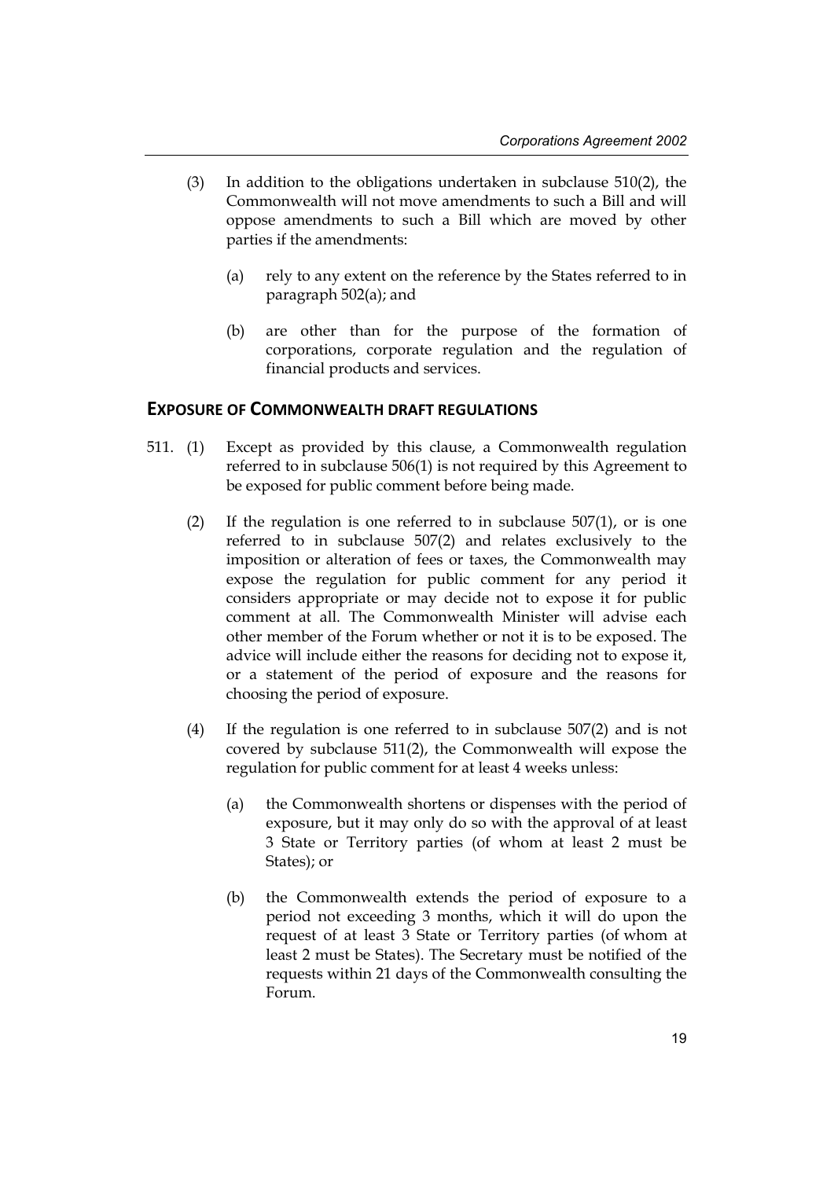(3) In addition to the obligations undertaken in subclause 510(2), the Commonwealth will not move amendments to such a Bill and will oppose amendments to such a Bill which are moved by other parties if the amendments:

(a) rely to any extent on the reference by the States referred to in paragraph 502(a); and

(b) are other than for the purpose of the formation of corporations, corporate regulation and the regulation of financial products and services.

## EXPOSURE OF COMMONWEALTH DRAFT REGULATIONS

511. (1) Except as provided by this clause, a Commonwealth regulation referred to in subclause 506(1) is not required by this Agreement to be exposed for public comment before being made.

(2) If the regulation is one referred to in subclause 507(1), or is one referred to in subclause 507(2) and relates exclusively to the imposition or alteration of fees or taxes, the Commonwealth may expose the regulation for public comment for any period it considers appropriate or may decide not to expose it for public comment at all. The Commonwealth Minister will advise each other member of the Forum whether or not it is to be exposed. The advice will include either the reasons for deciding not to expose it, or a statement of the period of exposure and the reasons for choosing the period of exposure.

(4) If the regulation is one referred to in subclause 507(2) and is not covered by subclause 511(2), the Commonwealth will expose the regulation for public comment for at least 4 weeks unless:

(a) the Commonwealth shortens or dispenses with the period of exposure, but it may only do so with the approval of at least 3 State or Territory parties (of whom at least 2 must be States); or

(b) the Commonwealth extends the period of exposure to a period not exceeding 3 months, which it will do upon the request of at least 3 State or Territory parties (of whom at least 2 must be States). The Secretary must be notified of the requests within 21 days of the Commonwealth consulting the Forum.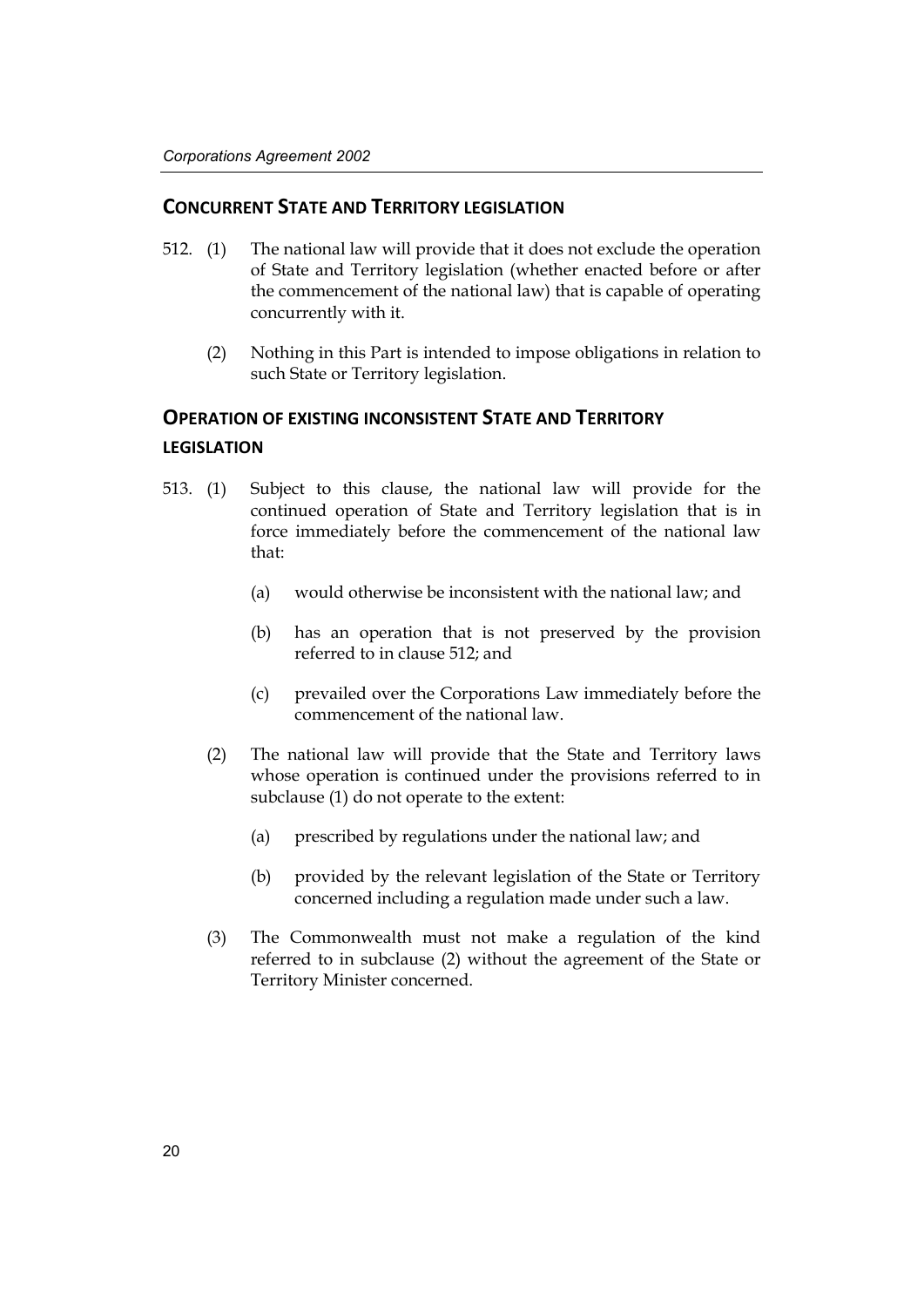## CONCURRENT STATE AND TERRITORY LEGISLATION

512. (1) The national law will provide that it does not exclude the operation of State and Territory legislation (whether enacted before or after the commencement of the national law) that is capable of operating concurrently with it.

(2) Nothing in this Part is intended to impose obligations in relation to such State or Territory legislation.

## OPERATION OF EXISTING INCONSISTENT STATE AND TERRITORY LEGISLATION

513. (1) Subject to this clause, the national law will provide for the continued operation of State and Territory legislation that is in force immediately before the commencement of the national law that:

(a) would otherwise be inconsistent with the national law; and

(b) has an operation that is not preserved by the provision referred to in clause 512; and

(c) prevailed over the Corporations Law immediately before the commencement of the national law.

(2) The national law will provide that the State and Territory laws whose operation is continued under the provisions referred to in subclause (1) do not operate to the extent:

(a) prescribed by regulations under the national law; and

(b) provided by the relevant legislation of the State or Territory concerned including a regulation made under such a law.

(3) The Commonwealth must not make a regulation of the kind referred to in subclause (2) without the agreement of the State or Territory Minister concerned.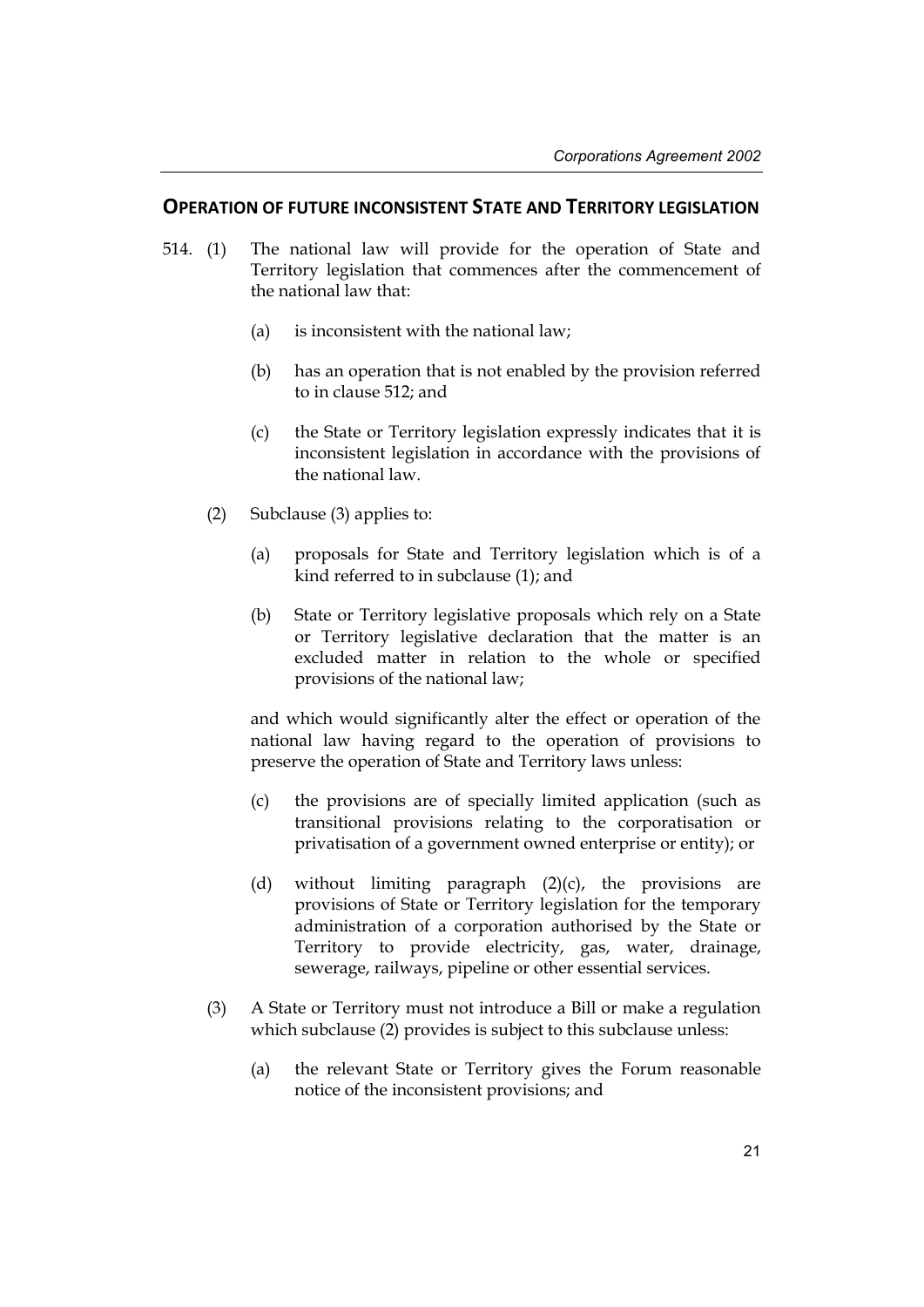## OPERATION OF FUTURE INCONSISTENT STATE AND TERRITORY LEGISLATION

514. (1) The national law will provide for the operation of State and Territory legislation that commences after the commencement of the national law that:

   (a) is inconsistent with the national law;

   (b) has an operation that is not enabled by the provision referred to in clause 512; and

   (c) the State or Territory legislation expressly indicates that it is inconsistent legislation in accordance with the provisions of the national law.

(2) Subclause (3) applies to:

   (a) proposals for State and Territory legislation which is of a kind referred to in subclause (1); and

   (b) State or Territory legislative proposals which rely on a State or Territory legislative declaration that the matter is an excluded matter in relation to the whole or specified provisions of the national law;

and which would significantly alter the effect or operation of the national law having regard to the operation of provisions to preserve the operation of State and Territory laws unless:

   (c) the provisions are of specially limited application (such as transitional provisions relating to the corporatisation or privatisation of a government owned enterprise or entity); or

   (d) without limiting paragraph (2)(c), the provisions are provisions of State or Territory legislation for the temporary administration of a corporation authorised by the State or Territory to provide electricity, gas, water, drainage, sewerage, railways, pipeline or other essential services.

(3) A State or Territory must not introduce a Bill or make a regulation which subclause (2) provides is subject to this subclause unless:

   (a) the relevant State or Territory gives the Forum reasonable notice of the inconsistent provisions; and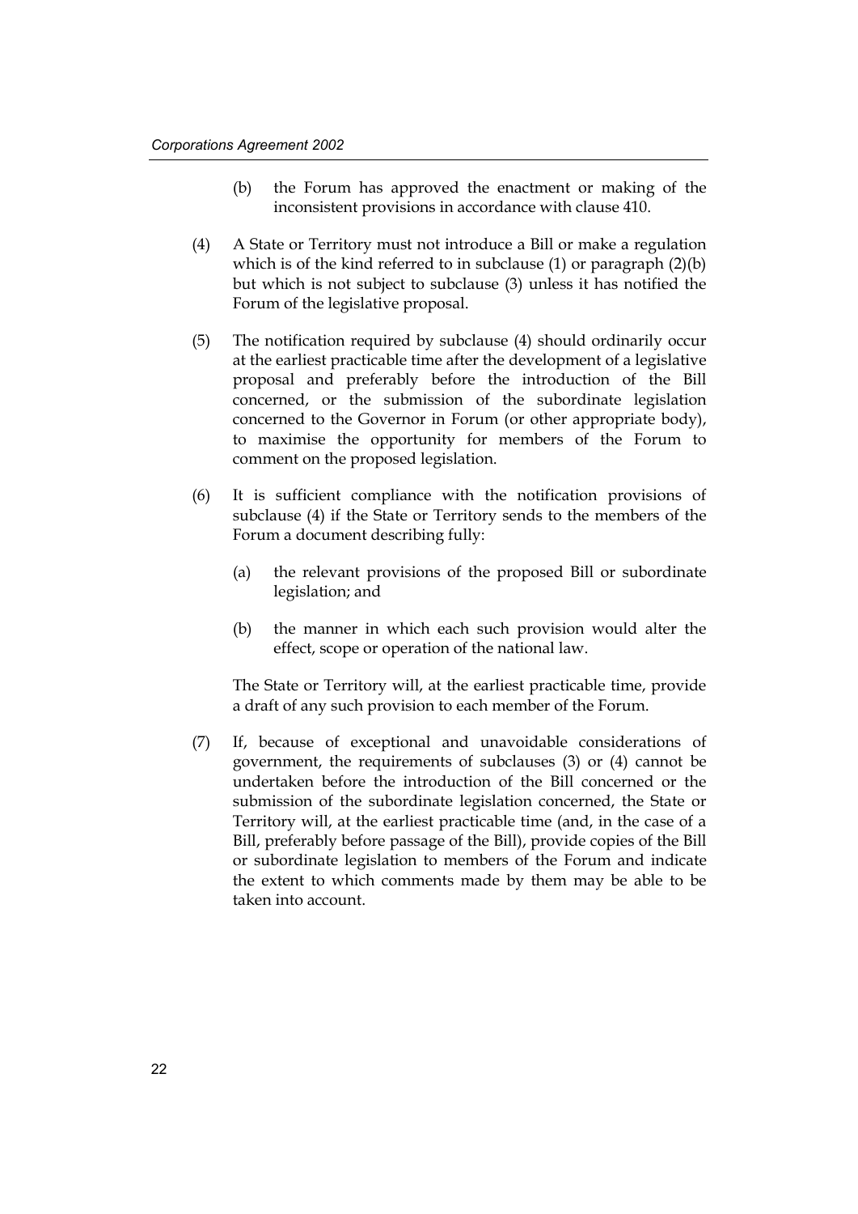(b) the Forum has approved the enactment or making of the inconsistent provisions in accordance with clause 410.

(4) A State or Territory must not introduce a Bill or make a regulation which is of the kind referred to in subclause (1) or paragraph (2)(b) but which is not subject to subclause (3) unless it has notified the Forum of the legislative proposal.

(5) The notification required by subclause (4) should ordinarily occur at the earliest practicable time after the development of a legislative proposal and preferably before the introduction of the Bill concerned, or the submission of the subordinate legislation concerned to the Governor in Forum (or other appropriate body), to maximise the opportunity for members of the Forum to comment on the proposed legislation.

(6) It is sufficient compliance with the notification provisions of subclause (4) if the State or Territory sends to the members of the Forum a document describing fully:

(a) the relevant provisions of the proposed Bill or subordinate legislation; and

(b) the manner in which each such provision would alter the effect, scope or operation of the national law.

The State or Territory will, at the earliest practicable time, provide a draft of any such provision to each member of the Forum.

(7) If, because of exceptional and unavoidable considerations of government, the requirements of subclauses (3) or (4) cannot be undertaken before the introduction of the Bill concerned or the submission of the subordinate legislation concerned, the State or Territory will, at the earliest practicable time (and, in the case of a Bill, preferably before passage of the Bill), provide copies of the Bill or subordinate legislation to members of the Forum and indicate the extent to which comments made by them may be able to be taken into account.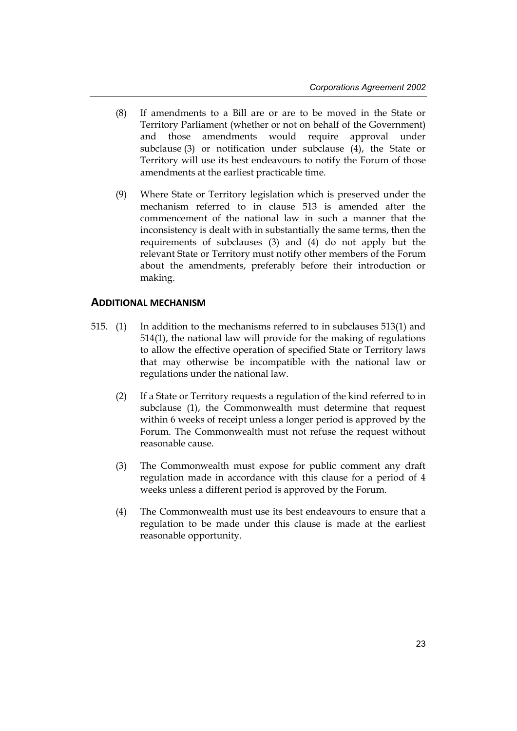(8) If amendments to a Bill are or are to be moved in the State or Territory Parliament (whether or not on behalf of the Government) and those amendments would require approval under subclause (3) or notification under subclause (4), the State or Territory will use its best endeavours to notify the Forum of those amendments at the earliest practicable time.

(9) Where State or Territory legislation which is preserved under the mechanism referred to in clause 513 is amended after the commencement of the national law in such a manner that the inconsistency is dealt with in substantially the same terms, then the requirements of subclauses (3) and (4) do not apply but the relevant State or Territory must notify other members of the Forum about the amendments, preferably before their introduction or making.

## ADDITIONAL MECHANISM

515. (1) In addition to the mechanisms referred to in subclauses 513(1) and 514(1), the national law will provide for the making of regulations to allow the effective operation of specified State or Territory laws that may otherwise be incompatible with the national law or regulations under the national law.

(2) If a State or Territory requests a regulation of the kind referred to in subclause (1), the Commonwealth must determine that request within 6 weeks of receipt unless a longer period is approved by the Forum. The Commonwealth must not refuse the request without reasonable cause.

(3) The Commonwealth must expose for public comment any draft regulation made in accordance with this clause for a period of 4 weeks unless a different period is approved by the Forum.

(4) The Commonwealth must use its best endeavours to ensure that a regulation to be made under this clause is made at the earliest reasonable opportunity.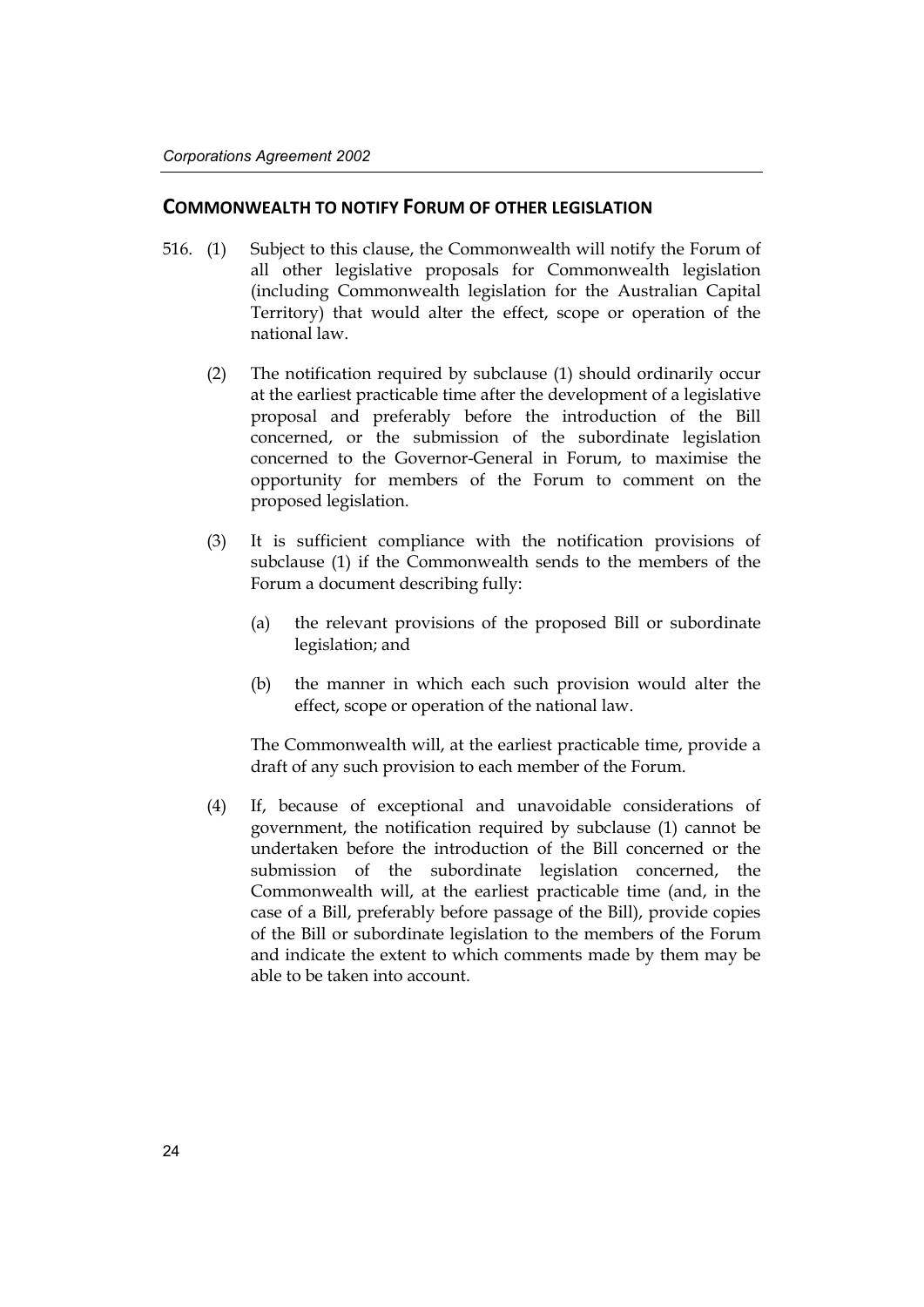## COMMONWEALTH TO NOTIFY FORUM OF OTHER LEGISLATION

516. (1) Subject to this clause, the Commonwealth will notify the Forum of all other legislative proposals for Commonwealth legislation (including Commonwealth legislation for the Australian Capital Territory) that would alter the effect, scope or operation of the national law.

(2) The notification required by subclause (1) should ordinarily occur at the earliest practicable time after the development of a legislative proposal and preferably before the introduction of the Bill concerned, or the submission of the subordinate legislation concerned to the Governor-General in Forum, to maximise the opportunity for members of the Forum to comment on the proposed legislation.

(3) It is sufficient compliance with the notification provisions of subclause (1) if the Commonwealth sends to the members of the Forum a document describing fully:

(a) the relevant provisions of the proposed Bill or subordinate legislation; and

(b) the manner in which each such provision would alter the effect, scope or operation of the national law.

The Commonwealth will, at the earliest practicable time, provide a draft of any such provision to each member of the Forum.

(4) If, because of exceptional and unavoidable considerations of government, the notification required by subclause (1) cannot be undertaken before the introduction of the Bill concerned or the submission of the subordinate legislation concerned, the Commonwealth will, at the earliest practicable time (and, in the case of a Bill, preferably before passage of the Bill), provide copies of the Bill or subordinate legislation to the members of the Forum and indicate the extent to which comments made by them may be able to be taken into account.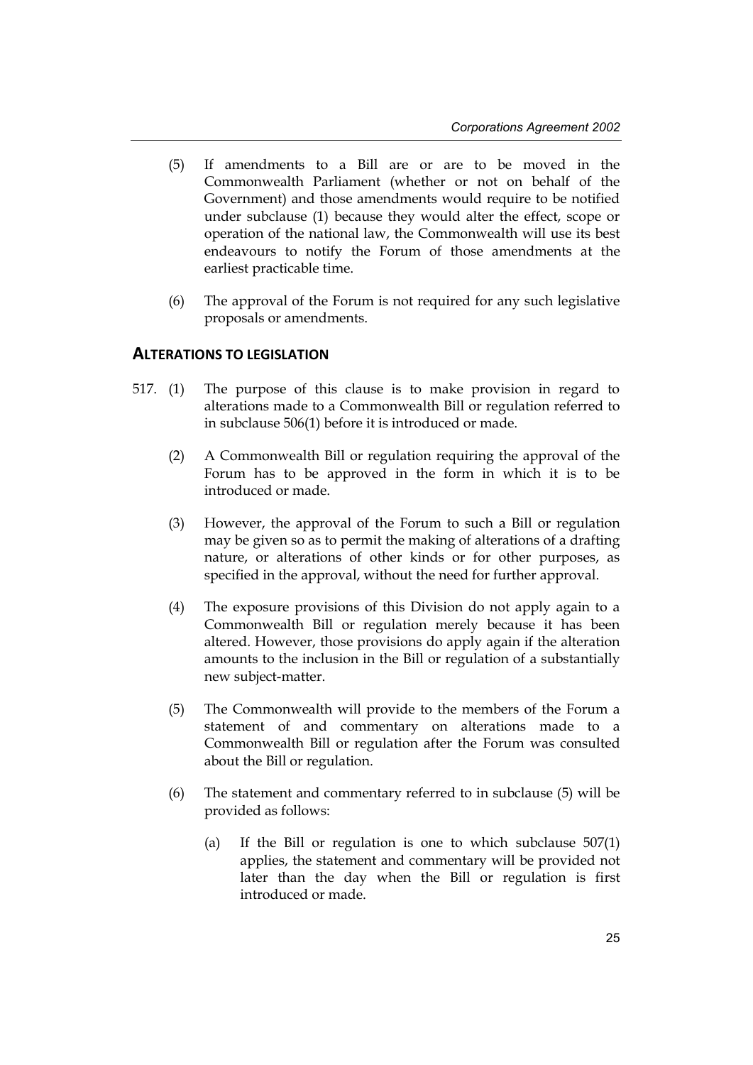(5) If amendments to a Bill are or are to be moved in the Commonwealth Parliament (whether or not on behalf of the Government) and those amendments would require to be notified under subclause (1) because they would alter the effect, scope or operation of the national law, the Commonwealth will use its best endeavours to notify the Forum of those amendments at the earliest practicable time.

(6) The approval of the Forum is not required for any such legislative proposals or amendments.

### ALTERATIONS TO LEGISLATION

517. (1) The purpose of this clause is to make provision in regard to alterations made to a Commonwealth Bill or regulation referred to in subclause 506(1) before it is introduced or made.

(2) A Commonwealth Bill or regulation requiring the approval of the Forum has to be approved in the form in which it is to be introduced or made.

(3) However, the approval of the Forum to such a Bill or regulation may be given so as to permit the making of alterations of a drafting nature, or alterations of other kinds or for other purposes, as specified in the approval, without the need for further approval.

(4) The exposure provisions of this Division do not apply again to a Commonwealth Bill or regulation merely because it has been altered. However, those provisions do apply again if the alteration amounts to the inclusion in the Bill or regulation of a substantially new subject-matter.

(5) The Commonwealth will provide to the members of the Forum a statement of and commentary on alterations made to a Commonwealth Bill or regulation after the Forum was consulted about the Bill or regulation.

(6) The statement and commentary referred to in subclause (5) will be provided as follows:

(a) If the Bill or regulation is one to which subclause 507(1) applies, the statement and commentary will be provided not later than the day when the Bill or regulation is first introduced or made.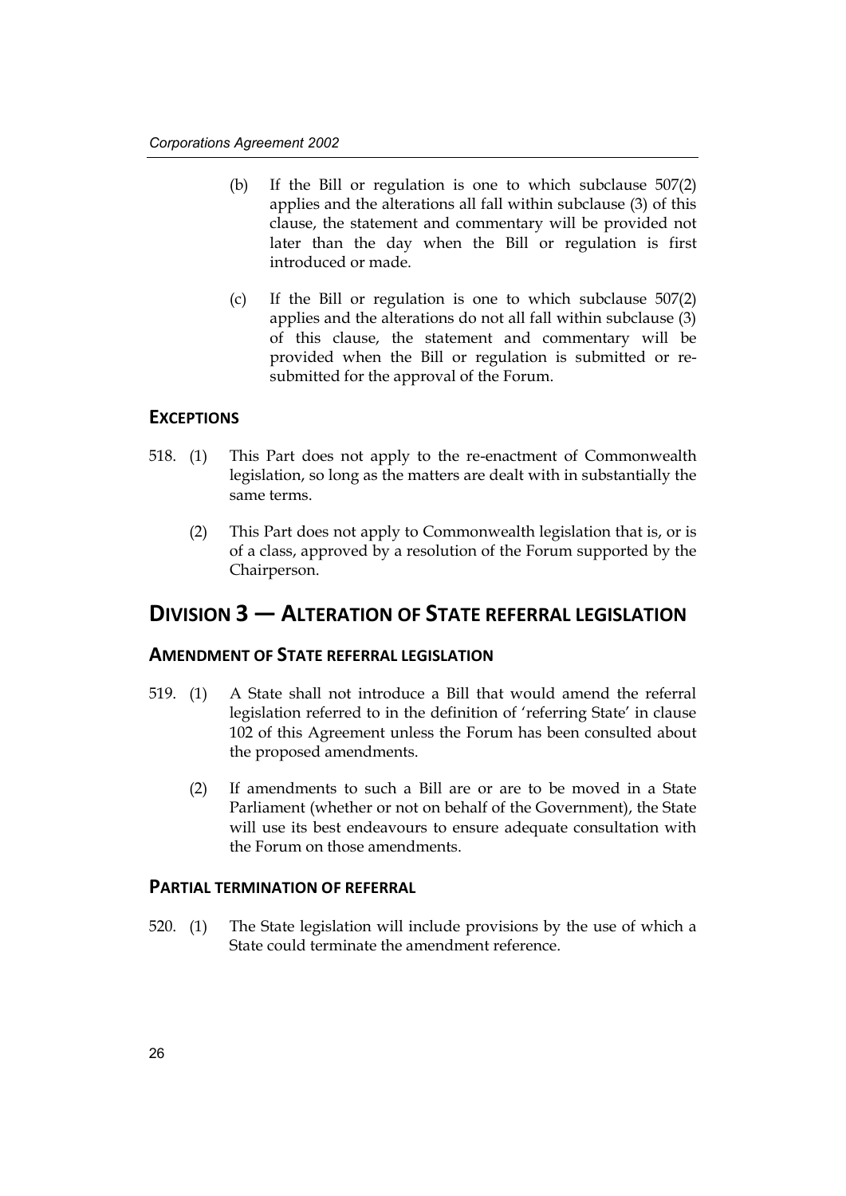(b) If the Bill or regulation is one to which subclause 507(2) applies and the alterations all fall within subclause (3) of this clause, the statement and commentary will be provided not later than the day when the Bill or regulation is first introduced or made.

(c) If the Bill or regulation is one to which subclause 507(2) applies and the alterations do not all fall within subclause (3) of this clause, the statement and commentary will be provided when the Bill or regulation is submitted or re-submitted for the approval of the Forum.

### EXCEPTIONS

518. (1) This Part does not apply to the re-enactment of Commonwealth legislation, so long as the matters are dealt with in substantially the same terms.

(2) This Part does not apply to Commonwealth legislation that is, or is of a class, approved by a resolution of the Forum supported by the Chairperson.

## DIVISION 3 — ALTERATION OF STATE REFERRAL LEGISLATION

### AMENDMENT OF STATE REFERRAL LEGISLATION

519. (1) A State shall not introduce a Bill that would amend the referral legislation referred to in the definition of 'referring State' in clause 102 of this Agreement unless the Forum has been consulted about the proposed amendments.

(2) If amendments to such a Bill are or are to be moved in a State Parliament (whether or not on behalf of the Government), the State will use its best endeavours to ensure adequate consultation with the Forum on those amendments.

### PARTIAL TERMINATION OF REFERRAL

520. (1) The State legislation will include provisions by the use of which a State could terminate the amendment reference.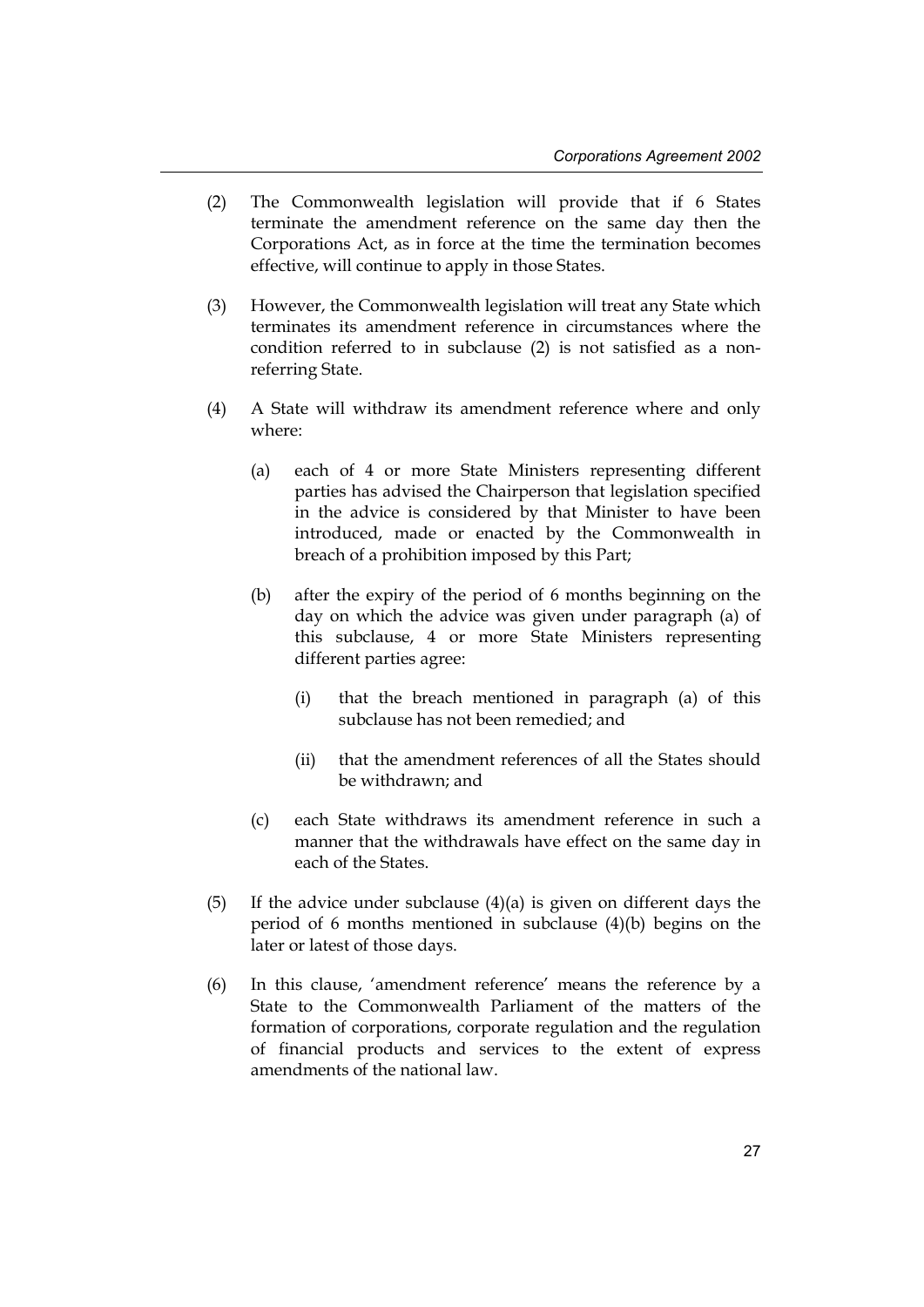(2) The Commonwealth legislation will provide that if 6 States terminate the amendment reference on the same day then the Corporations Act, as in force at the time the termination becomes effective, will continue to apply in those States.

(3) However, the Commonwealth legislation will treat any State which terminates its amendment reference in circumstances where the condition referred to in subclause (2) is not satisfied as a non-referring State.

(4) A State will withdraw its amendment reference where and only where:

(a) each of 4 or more State Ministers representing different parties has advised the Chairperson that legislation specified in the advice is considered by that Minister to have been introduced, made or enacted by the Commonwealth in breach of a prohibition imposed by this Part;

(b) after the expiry of the period of 6 months beginning on the day on which the advice was given under paragraph (a) of this subclause, 4 or more State Ministers representing different parties agree:

(i) that the breach mentioned in paragraph (a) of this subclause has not been remedied; and

(ii) that the amendment references of all the States should be withdrawn; and

(c) each State withdraws its amendment reference in such a manner that the withdrawals have effect on the same day in each of the States.

(5) If the advice under subclause (4)(a) is given on different days the period of 6 months mentioned in subclause (4)(b) begins on the later or latest of those days.

(6) In this clause, 'amendment reference' means the reference by a State to the Commonwealth Parliament of the matters of the formation of corporations, corporate regulation and the regulation of financial products and services to the extent of express amendments of the national law.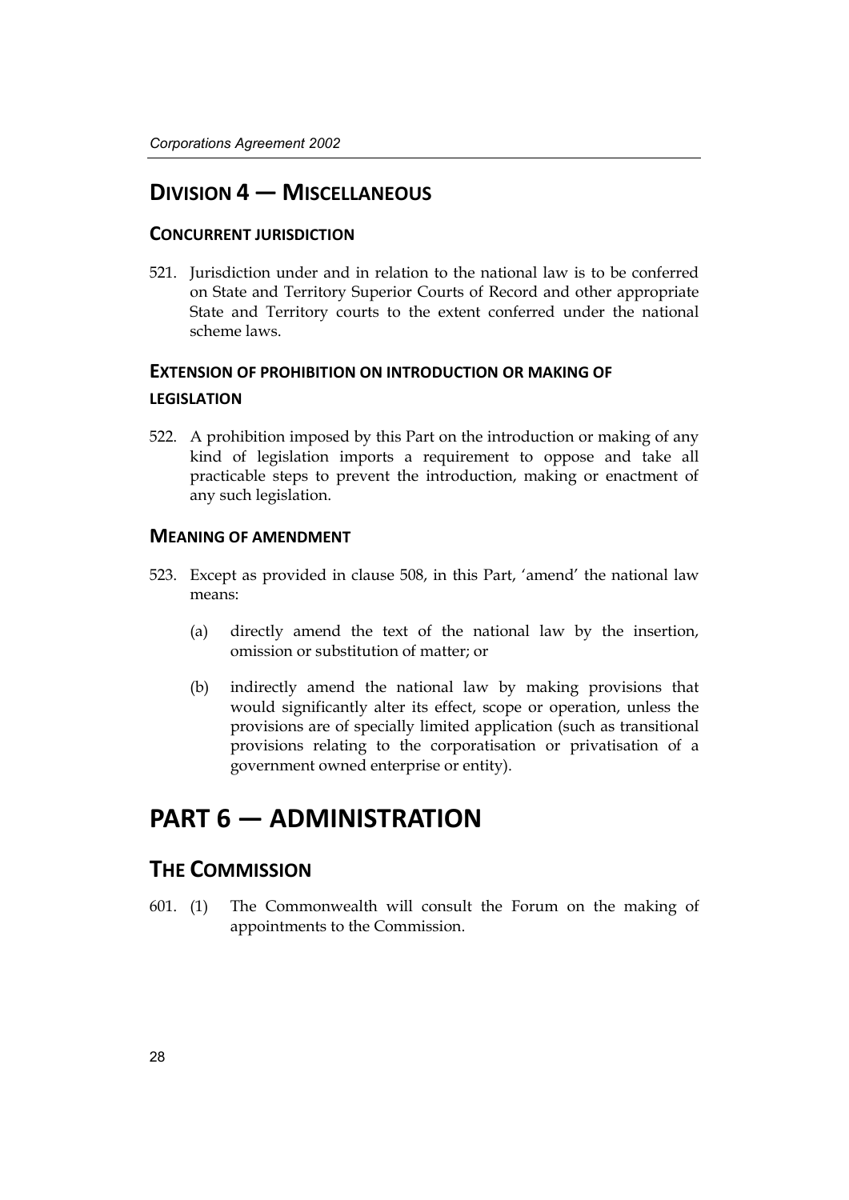## Division 4 — Miscellaneous

### Concurrent jurisdiction

521. Jurisdiction under and in relation to the national law is to be conferred on State and Territory Superior Courts of Record and other appropriate State and Territory courts to the extent conferred under the national scheme laws.

### Extension of prohibition on introduction or making of legislation

522. A prohibition imposed by this Part on the introduction or making of any kind of legislation imports a requirement to oppose and take all practicable steps to prevent the introduction, making or enactment of any such legislation.

### Meaning of amendment

523. Except as provided in clause 508, in this Part, 'amend' the national law means:

    (a) directly amend the text of the national law by the insertion, omission or substitution of matter; or

    (b) indirectly amend the national law by making provisions that would significantly alter its effect, scope or operation, unless the provisions are of specially limited application (such as transitional provisions relating to the corporatisation or privatisation of a government owned enterprise or entity).

# Part 6 — Administration

## The Commission

601. (1) The Commonwealth will consult the Forum on the making of appointments to the Commission.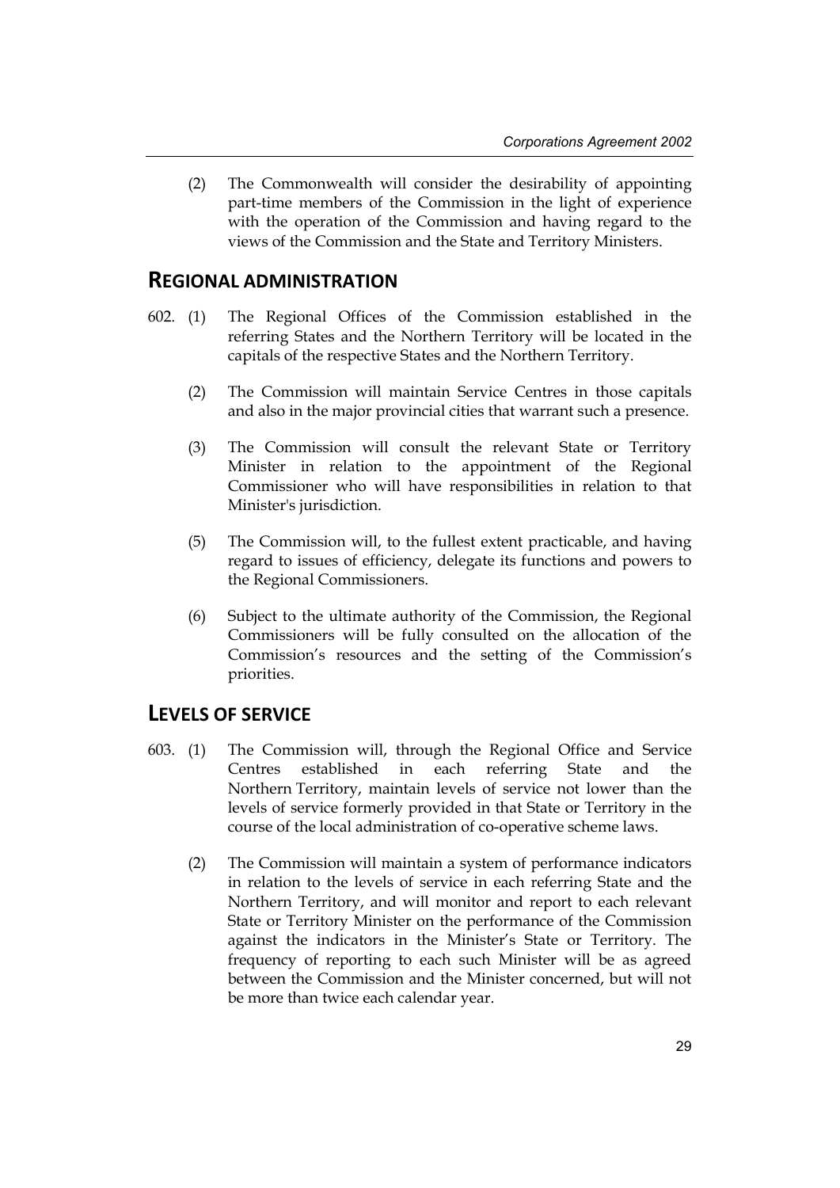(2) The Commonwealth will consider the desirability of appointing part-time members of the Commission in the light of experience with the operation of the Commission and having regard to the views of the Commission and the State and Territory Ministers.

## REGIONAL ADMINISTRATION

602. (1) The Regional Offices of the Commission established in the referring States and the Northern Territory will be located in the capitals of the respective States and the Northern Territory.

(2) The Commission will maintain Service Centres in those capitals and also in the major provincial cities that warrant such a presence.

(3) The Commission will consult the relevant State or Territory Minister in relation to the appointment of the Regional Commissioner who will have responsibilities in relation to that Minister's jurisdiction.

(5) The Commission will, to the fullest extent practicable, and having regard to issues of efficiency, delegate its functions and powers to the Regional Commissioners.

(6) Subject to the ultimate authority of the Commission, the Regional Commissioners will be fully consulted on the allocation of the Commission's resources and the setting of the Commission's priorities.

## LEVELS OF SERVICE

603. (1) The Commission will, through the Regional Office and Service Centres established in each referring State and the Northern Territory, maintain levels of service not lower than the levels of service formerly provided in that State or Territory in the course of the local administration of co-operative scheme laws.

(2) The Commission will maintain a system of performance indicators in relation to the levels of service in each referring State and the Northern Territory, and will monitor and report to each relevant State or Territory Minister on the performance of the Commission against the indicators in the Minister's State or Territory. The frequency of reporting to each such Minister will be as agreed between the Commission and the Minister concerned, but will not be more than twice each calendar year.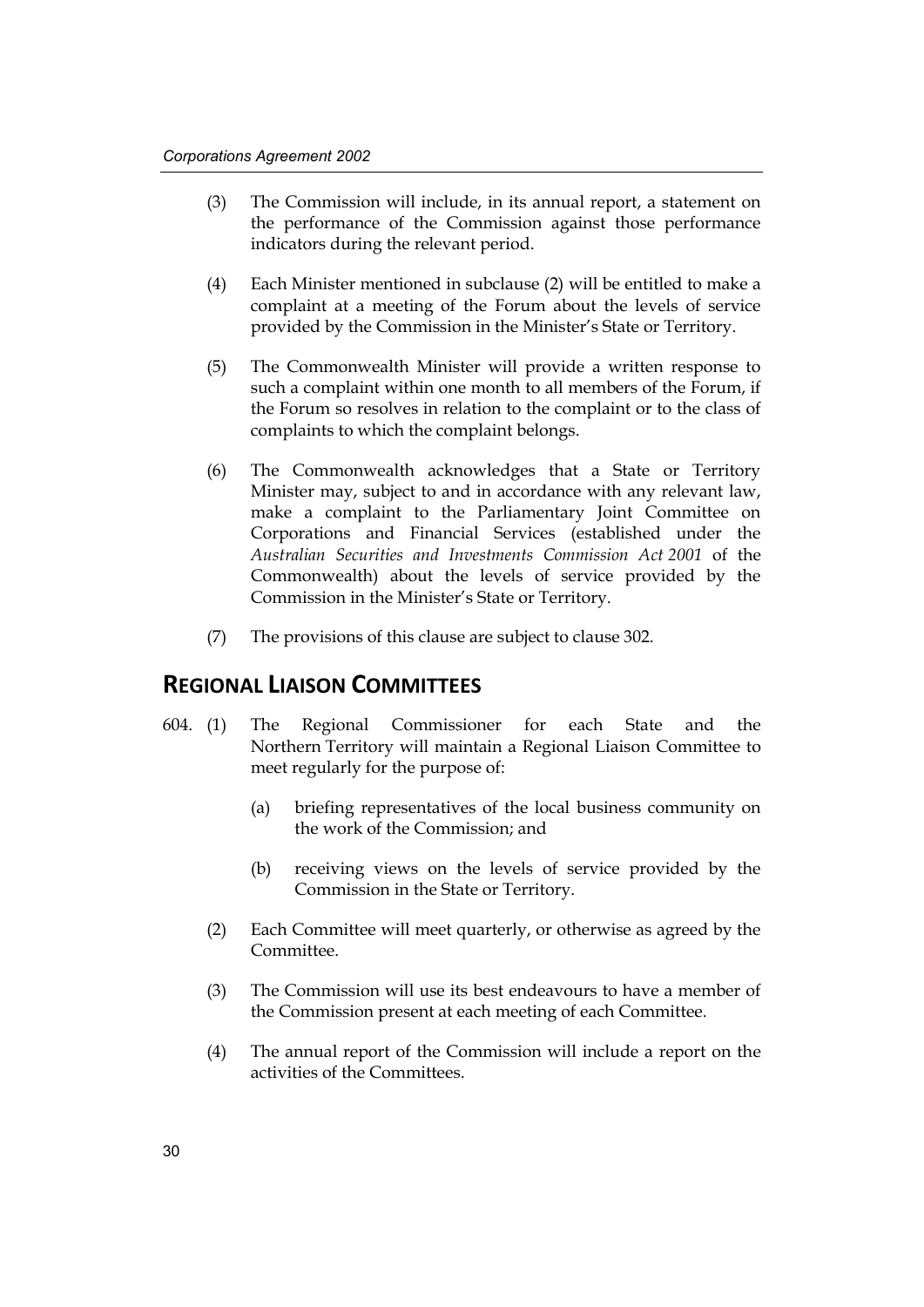(3) The Commission will include, in its annual report, a statement on the performance of the Commission against those performance indicators during the relevant period.

(4) Each Minister mentioned in subclause (2) will be entitled to make a complaint at a meeting of the Forum about the levels of service provided by the Commission in the Minister's State or Territory.

(5) The Commonwealth Minister will provide a written response to such a complaint within one month to all members of the Forum, if the Forum so resolves in relation to the complaint or to the class of complaints to which the complaint belongs.

(6) The Commonwealth acknowledges that a State or Territory Minister may, subject to and in accordance with any relevant law, make a complaint to the Parliamentary Joint Committee on Corporations and Financial Services (established under the *Australian Securities and Investments Commission Act 2001* of the Commonwealth) about the levels of service provided by the Commission in the Minister's State or Territory.

(7) The provisions of this clause are subject to clause 302.

## REGIONAL LIAISON COMMITTEES

604. (1) The Regional Commissioner for each State and the Northern Territory will maintain a Regional Liaison Committee to meet regularly for the purpose of:

(a) briefing representatives of the local business community on the work of the Commission; and

(b) receiving views on the levels of service provided by the Commission in the State or Territory.

(2) Each Committee will meet quarterly, or otherwise as agreed by the Committee.

(3) The Commission will use its best endeavours to have a member of the Commission present at each meeting of each Committee.

(4) The annual report of the Commission will include a report on the activities of the Committees.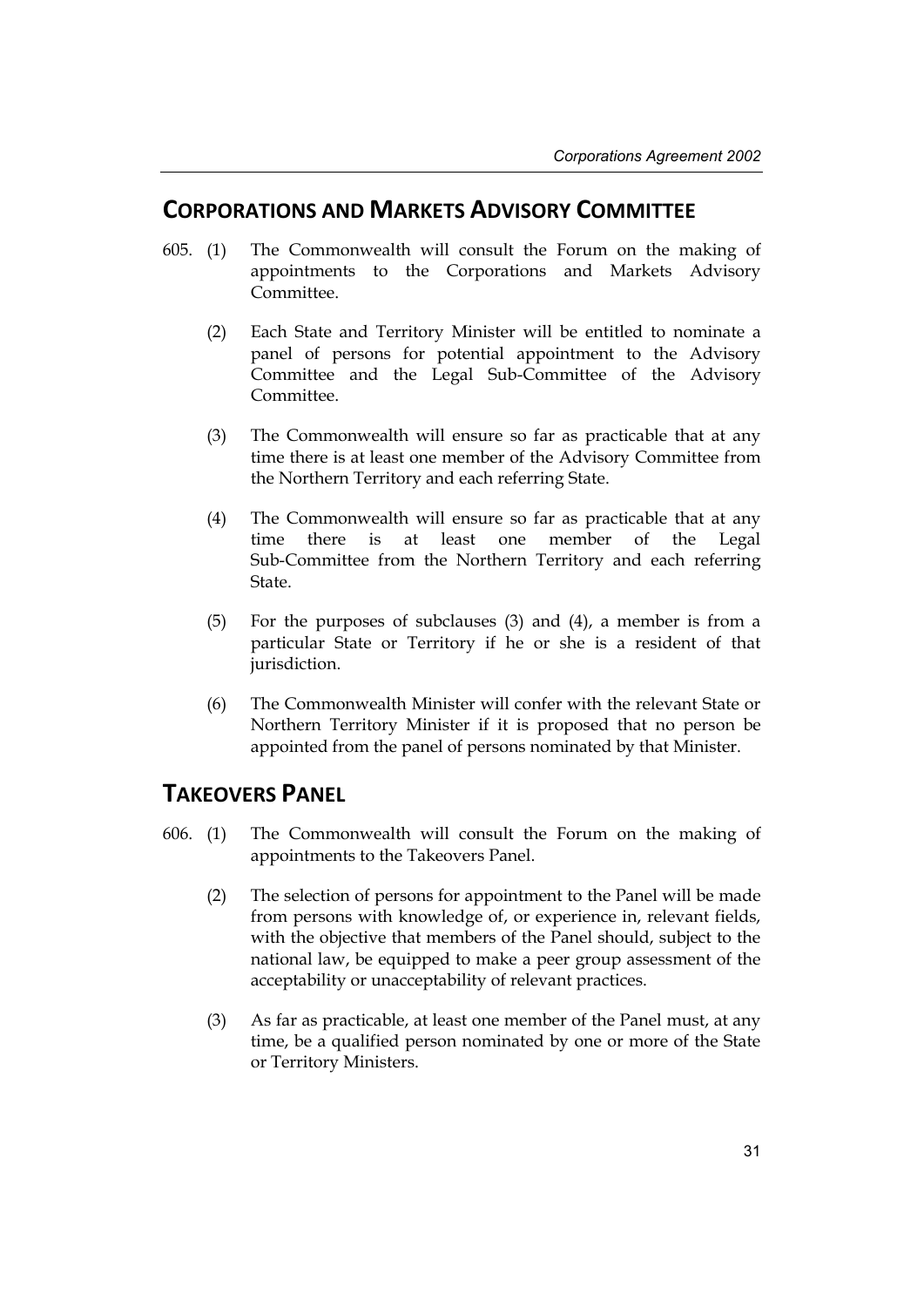## CORPORATIONS AND MARKETS ADVISORY COMMITTEE

605. (1) The Commonwealth will consult the Forum on the making of appointments to the Corporations and Markets Advisory Committee.

(2) Each State and Territory Minister will be entitled to nominate a panel of persons for potential appointment to the Advisory Committee and the Legal Sub-Committee of the Advisory Committee.

(3) The Commonwealth will ensure so far as practicable that at any time there is at least one member of the Advisory Committee from the Northern Territory and each referring State.

(4) The Commonwealth will ensure so far as practicable that at any time there is at least one member of the Legal Sub-Committee from the Northern Territory and each referring State.

(5) For the purposes of subclauses (3) and (4), a member is from a particular State or Territory if he or she is a resident of that jurisdiction.

(6) The Commonwealth Minister will confer with the relevant State or Northern Territory Minister if it is proposed that no person be appointed from the panel of persons nominated by that Minister.

## TAKEOVERS PANEL

606. (1) The Commonwealth will consult the Forum on the making of appointments to the Takeovers Panel.

(2) The selection of persons for appointment to the Panel will be made from persons with knowledge of, or experience in, relevant fields, with the objective that members of the Panel should, subject to the national law, be equipped to make a peer group assessment of the acceptability or unacceptability of relevant practices.

(3) As far as practicable, at least one member of the Panel must, at any time, be a qualified person nominated by one or more of the State or Territory Ministers.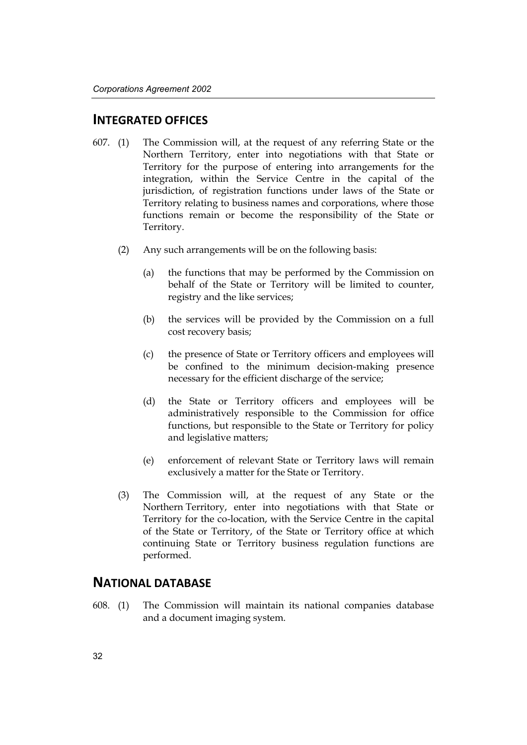## INTEGRATED OFFICES

607. (1) The Commission will, at the request of any referring State or the Northern Territory, enter into negotiations with that State or Territory for the purpose of entering into arrangements for the integration, within the Service Centre in the capital of the jurisdiction, of registration functions under laws of the State or Territory relating to business names and corporations, where those functions remain or become the responsibility of the State or Territory.

(2) Any such arrangements will be on the following basis:

(a) the functions that may be performed by the Commission on behalf of the State or Territory will be limited to counter, registry and the like services;

(b) the services will be provided by the Commission on a full cost recovery basis;

(c) the presence of State or Territory officers and employees will be confined to the minimum decision-making presence necessary for the efficient discharge of the service;

(d) the State or Territory officers and employees will be administratively responsible to the Commission for office functions, but responsible to the State or Territory for policy and legislative matters;

(e) enforcement of relevant State or Territory laws will remain exclusively a matter for the State or Territory.

(3) The Commission will, at the request of any State or the Northern Territory, enter into negotiations with that State or Territory for the co-location, with the Service Centre in the capital of the State or Territory, of the State or Territory office at which continuing State or Territory business regulation functions are performed.

## NATIONAL DATABASE

608. (1) The Commission will maintain its national companies database and a document imaging system.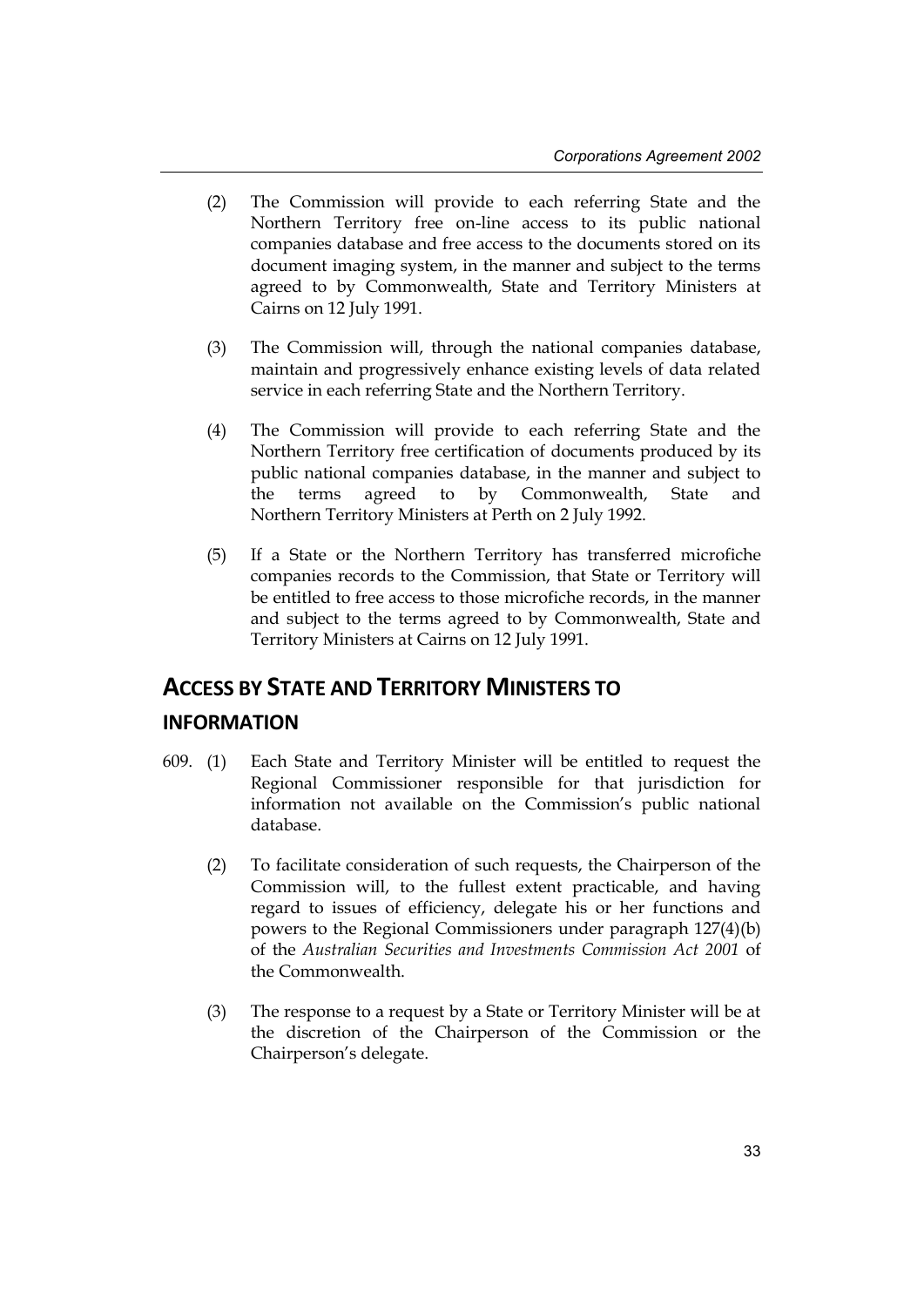(2) The Commission will provide to each referring State and the Northern Territory free on-line access to its public national companies database and free access to the documents stored on its document imaging system, in the manner and subject to the terms agreed to by Commonwealth, State and Territory Ministers at Cairns on 12 July 1991.

(3) The Commission will, through the national companies database, maintain and progressively enhance existing levels of data related service in each referring State and the Northern Territory.

(4) The Commission will provide to each referring State and the Northern Territory free certification of documents produced by its public national companies database, in the manner and subject to the terms agreed to by Commonwealth, State and Northern Territory Ministers at Perth on 2 July 1992.

(5) If a State or the Northern Territory has transferred microfiche companies records to the Commission, that State or Territory will be entitled to free access to those microfiche records, in the manner and subject to the terms agreed to by Commonwealth, State and Territory Ministers at Cairns on 12 July 1991.

## ACCESS BY STATE AND TERRITORY MINISTERS TO INFORMATION

609. (1) Each State and Territory Minister will be entitled to request the Regional Commissioner responsible for that jurisdiction for information not available on the Commission's public national database.

(2) To facilitate consideration of such requests, the Chairperson of the Commission will, to the fullest extent practicable, and having regard to issues of efficiency, delegate his or her functions and powers to the Regional Commissioners under paragraph 127(4)(b) of the *Australian Securities and Investments Commission Act 2001* of the Commonwealth.

(3) The response to a request by a State or Territory Minister will be at the discretion of the Chairperson of the Commission or the Chairperson's delegate.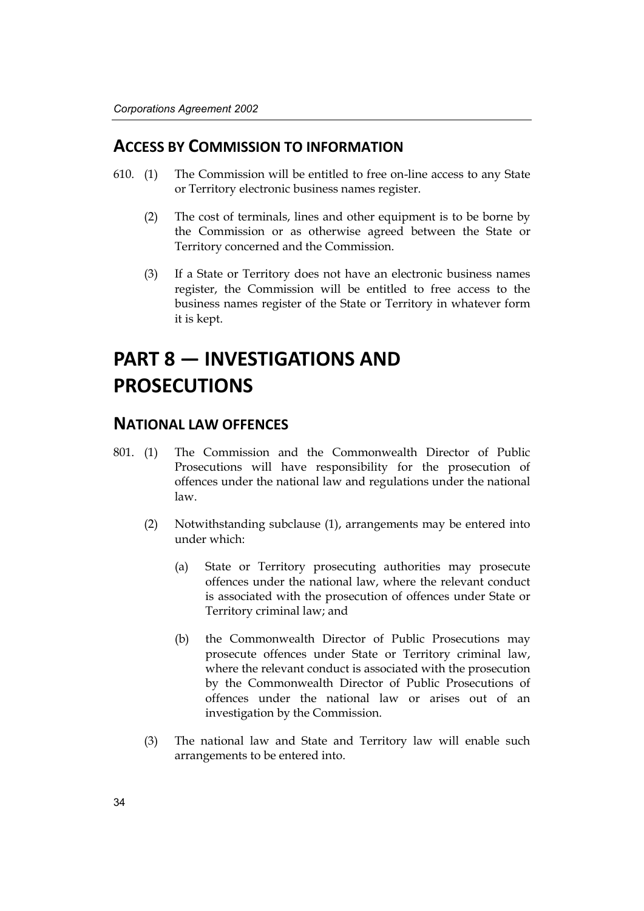## ACCESS BY COMMISSION TO INFORMATION

610. (1) The Commission will be entitled to free on-line access to any State or Territory electronic business names register.

(2) The cost of terminals, lines and other equipment is to be borne by the Commission or as otherwise agreed between the State or Territory concerned and the Commission.

(3) If a State or Territory does not have an electronic business names register, the Commission will be entitled to free access to the business names register of the State or Territory in whatever form it is kept.

# PART 8 — INVESTIGATIONS AND PROSECUTIONS

## NATIONAL LAW OFFENCES

801. (1) The Commission and the Commonwealth Director of Public Prosecutions will have responsibility for the prosecution of offences under the national law and regulations under the national law.

(2) Notwithstanding subclause (1), arrangements may be entered into under which:

(a) State or Territory prosecuting authorities may prosecute offences under the national law, where the relevant conduct is associated with the prosecution of offences under State or Territory criminal law; and

(b) the Commonwealth Director of Public Prosecutions may prosecute offences under State or Territory criminal law, where the relevant conduct is associated with the prosecution by the Commonwealth Director of Public Prosecutions of offences under the national law or arises out of an investigation by the Commission.

(3) The national law and State and Territory law will enable such arrangements to be entered into.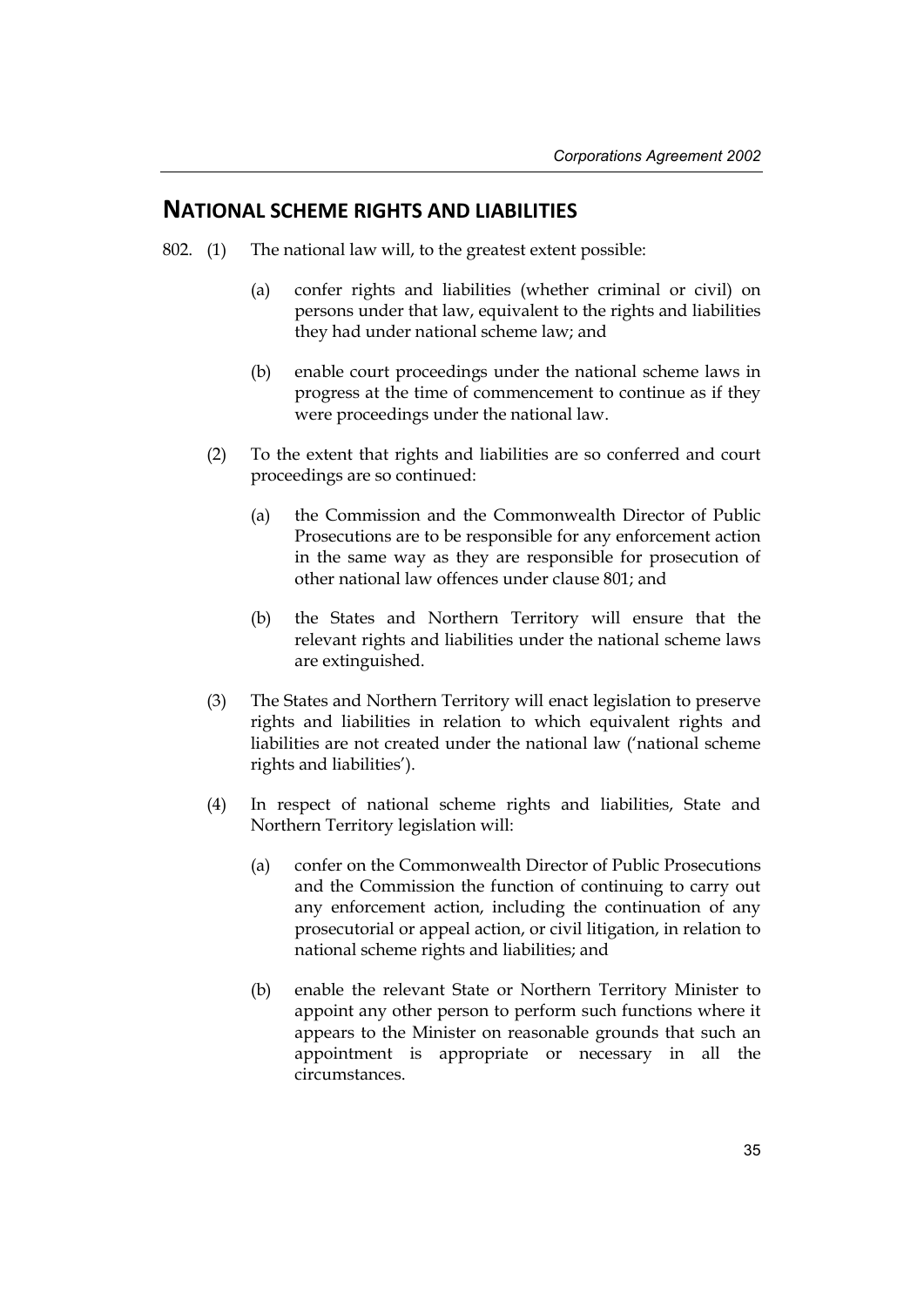## NATIONAL SCHEME RIGHTS AND LIABILITIES

802. (1) The national law will, to the greatest extent possible:

(a) confer rights and liabilities (whether criminal or civil) on persons under that law, equivalent to the rights and liabilities they had under national scheme law; and

(b) enable court proceedings under the national scheme laws in progress at the time of commencement to continue as if they were proceedings under the national law.

(2) To the extent that rights and liabilities are so conferred and court proceedings are so continued:

(a) the Commission and the Commonwealth Director of Public Prosecutions are to be responsible for any enforcement action in the same way as they are responsible for prosecution of other national law offences under clause 801; and

(b) the States and Northern Territory will ensure that the relevant rights and liabilities under the national scheme laws are extinguished.

(3) The States and Northern Territory will enact legislation to preserve rights and liabilities in relation to which equivalent rights and liabilities are not created under the national law ('national scheme rights and liabilities').

(4) In respect of national scheme rights and liabilities, State and Northern Territory legislation will:

(a) confer on the Commonwealth Director of Public Prosecutions and the Commission the function of continuing to carry out any enforcement action, including the continuation of any prosecutorial or appeal action, or civil litigation, in relation to national scheme rights and liabilities; and

(b) enable the relevant State or Northern Territory Minister to appoint any other person to perform such functions where it appears to the Minister on reasonable grounds that such an appointment is appropriate or necessary in all the circumstances.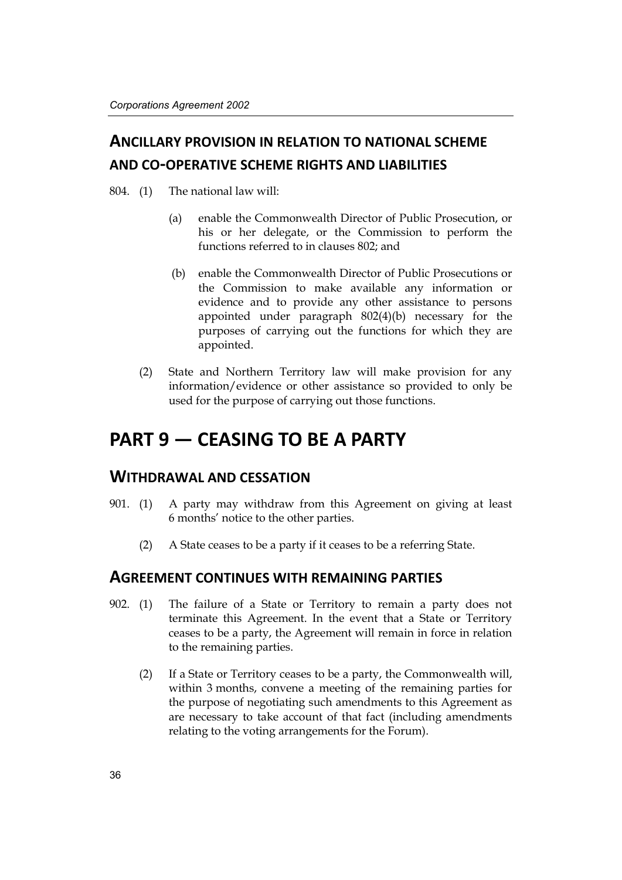## ANCILLARY PROVISION IN RELATION TO NATIONAL SCHEME AND CO-OPERATIVE SCHEME RIGHTS AND LIABILITIES

804. (1) The national law will:

(a) enable the Commonwealth Director of Public Prosecution, or his or her delegate, or the Commission to perform the functions referred to in clauses 802; and

(b) enable the Commonwealth Director of Public Prosecutions or the Commission to make available any information or evidence and to provide any other assistance to persons appointed under paragraph 802(4)(b) necessary for the purposes of carrying out the functions for which they are appointed.

(2) State and Northern Territory law will make provision for any information/evidence or other assistance so provided to only be used for the purpose of carrying out those functions.

# PART 9 — CEASING TO BE A PARTY

## WITHDRAWAL AND CESSATION

901. (1) A party may withdraw from this Agreement on giving at least 6 months' notice to the other parties.

(2) A State ceases to be a party if it ceases to be a referring State.

## AGREEMENT CONTINUES WITH REMAINING PARTIES

902. (1) The failure of a State or Territory to remain a party does not terminate this Agreement. In the event that a State or Territory ceases to be a party, the Agreement will remain in force in relation to the remaining parties.

(2) If a State or Territory ceases to be a party, the Commonwealth will, within 3 months, convene a meeting of the remaining parties for the purpose of negotiating such amendments to this Agreement as are necessary to take account of that fact (including amendments relating to the voting arrangements for the Forum).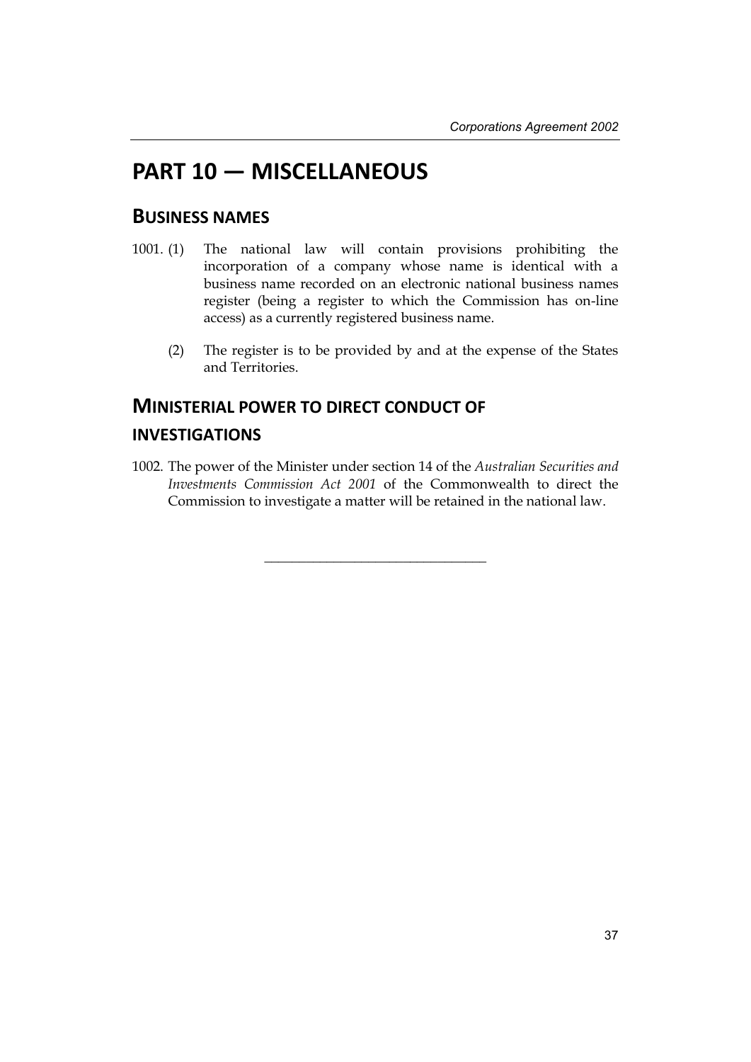# PART 10 — MISCELLANEOUS

## BUSINESS NAMES

1001. (1) The national law will contain provisions prohibiting the incorporation of a company whose name is identical with a business name recorded on an electronic national business names register (being a register to which the Commission has on-line access) as a currently registered business name.

(2) The register is to be provided by and at the expense of the States and Territories.

## MINISTERIAL POWER TO DIRECT CONDUCT OF INVESTIGATIONS

1002. The power of the Minister under section 14 of the *Australian Securities and Investments Commission Act 2001* of the Commonwealth to direct the Commission to investigate a matter will be retained in the national law.

---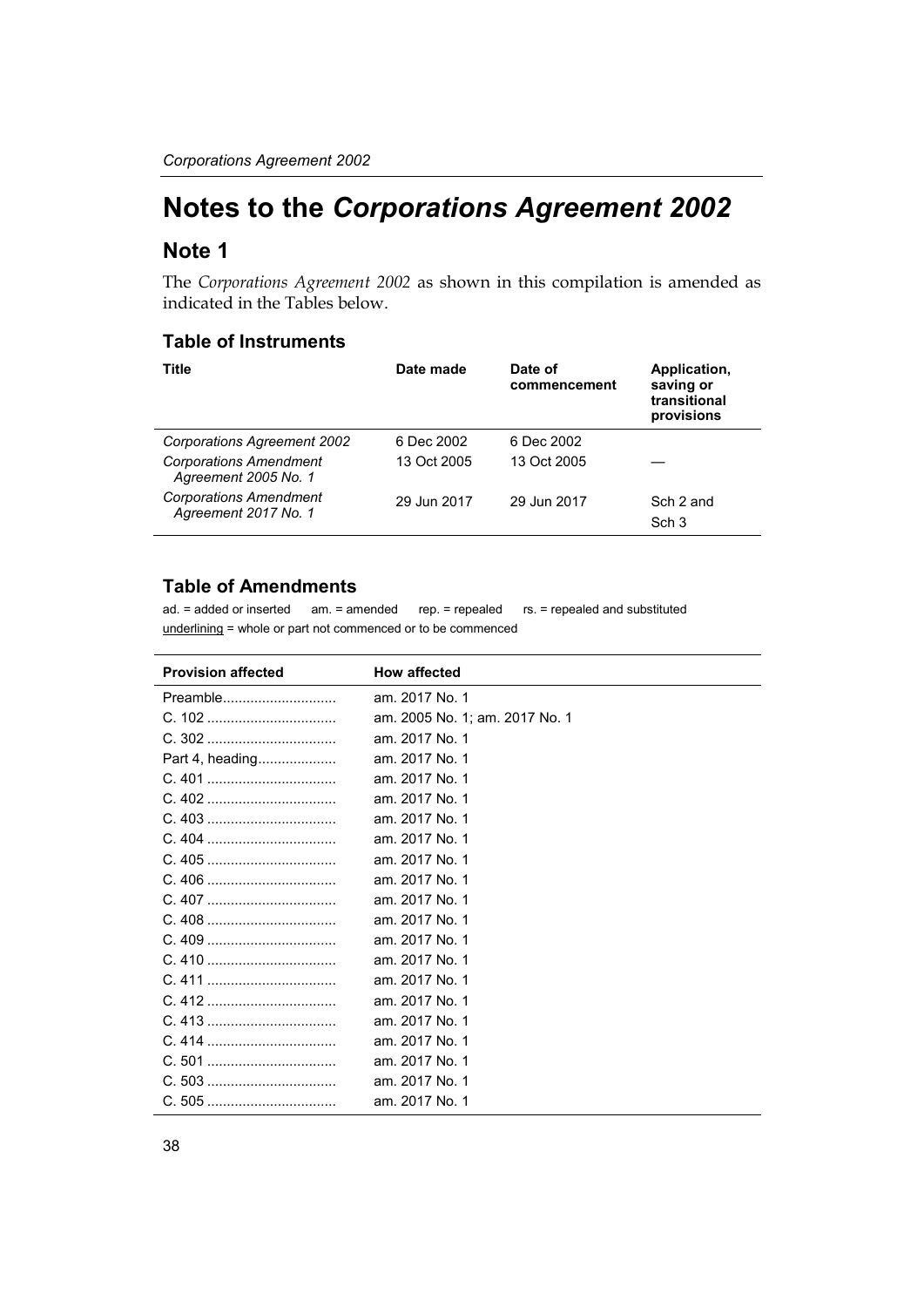# Notes to the *Corporations Agreement 2002*

## Note 1

The *Corporations Agreement 2002* as shown in this compilation is amended as indicated in the Tables below.

### Table of Instruments

| Title | Date made | Date of commencement | Application, saving or transitional provisions |
|---|---|---|---|
| *Corporations Agreement 2002* | 6 Dec 2002 | 6 Dec 2002 | |
| *Corporations Amendment Agreement 2005 No. 1* | 13 Oct 2005 | 13 Oct 2005 | — |
| *Corporations Amendment Agreement 2017 No. 1* | 29 Jun 2017 | 29 Jun 2017 | Sch 2 and Sch 3 |

### Table of Amendments

ad. = added or inserted am. = amended rep. = repealed rs. = repealed and substituted
underlining = whole or part not commenced or to be commenced

| Provision affected | How affected |
|---|---|
| Preamble............................ | am. 2017 No. 1 |
| C. 102 ................................ | am. 2005 No. 1; am. 2017 No. 1 |
| C. 302 ................................ | am. 2017 No. 1 |
| Part 4, heading.................... | am. 2017 No. 1 |
| C. 401 ................................ | am. 2017 No. 1 |
| C. 402 ................................ | am. 2017 No. 1 |
| C. 403 ................................ | am. 2017 No. 1 |
| C. 404 ................................ | am. 2017 No. 1 |
| C. 405 ................................ | am. 2017 No. 1 |
| C. 406 ................................ | am. 2017 No. 1 |
| C. 407 ................................ | am. 2017 No. 1 |
| C. 408 ................................ | am. 2017 No. 1 |
| C. 409 ................................ | am. 2017 No. 1 |
| C. 410 ................................ | am. 2017 No. 1 |
| C. 411 ................................ | am. 2017 No. 1 |
| C. 412 ................................ | am. 2017 No. 1 |
| C. 413 ................................ | am. 2017 No. 1 |
| C. 414 ................................ | am. 2017 No. 1 |
| C. 501 ................................ | am. 2017 No. 1 |
| C. 503 ................................ | am. 2017 No. 1 |
| C. 505 ................................ | am. 2017 No. 1 |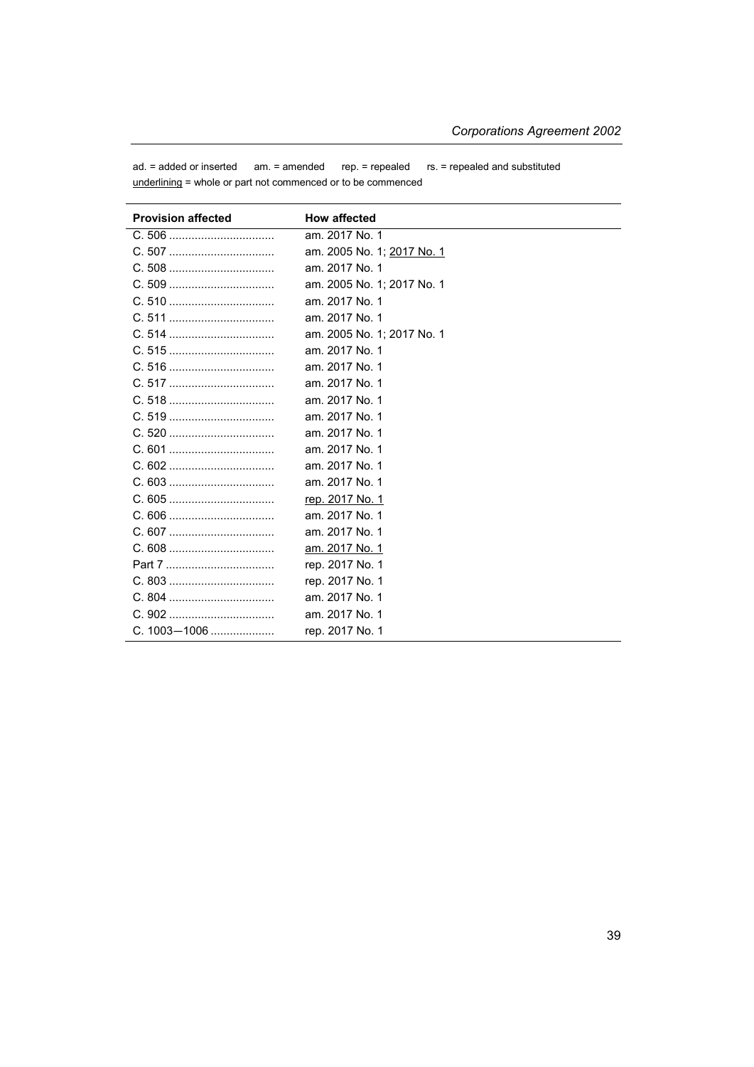ad. = added or inserted   am. = amended   rep. = repealed   rs. = repealed and substituted
underlining = whole or part not commenced or to be commenced

| Provision affected | How affected |
|---|---|
| C. 506 | am. 2017 No. 1 |
| C. 507 | am. 2005 No. 1; 2017 No. 1 |
| C. 508 | am. 2017 No. 1 |
| C. 509 | am. 2005 No. 1; 2017 No. 1 |
| C. 510 | am. 2017 No. 1 |
| C. 511 | am. 2017 No. 1 |
| C. 514 | am. 2005 No. 1; 2017 No. 1 |
| C. 515 | am. 2017 No. 1 |
| C. 516 | am. 2017 No. 1 |
| C. 517 | am. 2017 No. 1 |
| C. 518 | am. 2017 No. 1 |
| C. 519 | am. 2017 No. 1 |
| C. 520 | am. 2017 No. 1 |
| C. 601 | am. 2017 No. 1 |
| C. 602 | am. 2017 No. 1 |
| C. 603 | am. 2017 No. 1 |
| C. 605 | rep. 2017 No. 1 |
| C. 606 | am. 2017 No. 1 |
| C. 607 | am. 2017 No. 1 |
| C. 608 | am. 2017 No. 1 |
| Part 7 | rep. 2017 No. 1 |
| C. 803 | rep. 2017 No. 1 |
| C. 804 | am. 2017 No. 1 |
| C. 902 | am. 2017 No. 1 |
| C. 1003—1006 | rep. 2017 No. 1 |